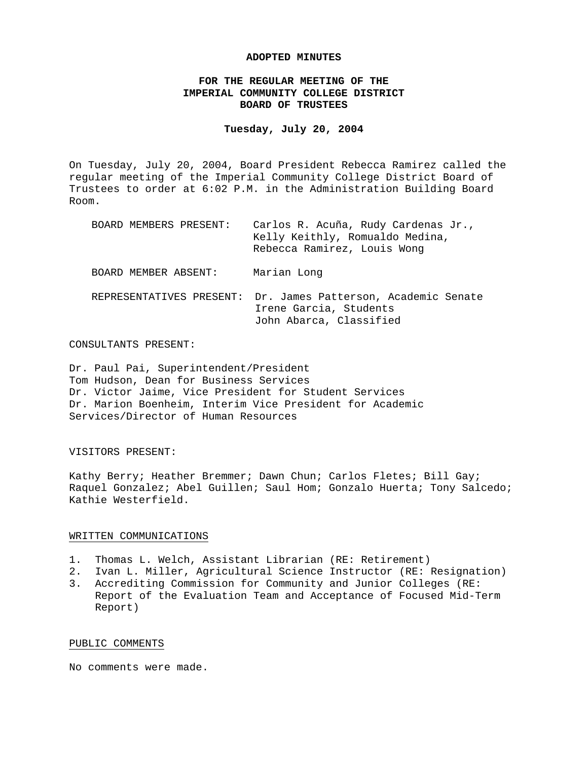# ADOPTED MINUTES

## FOR THE REGULAR MEETING OF THE IMPERIAL COMMUNITY COLLEGE DISTRICT BOARD OF TRUSTEES

**Tuesday, July 20, 2004**

On Tuesday, July 20, 2004, Board President Rebecca Ramirez called the regular meeting of the Imperial Community College District Board of Trustees to order at 6:02 P.M. in the Administration Building Board Room.

| | |
|---|---|
| BOARD MEMBERS PRESENT: | Carlos R. Acuña, Rudy Cardenas Jr., Kelly Keithly, Romualdo Medina, Rebecca Ramirez, Louis Wong |
| BOARD MEMBER ABSENT: | Marian Long |
| REPRESENTATIVES PRESENT: | Dr. James Patterson, Academic Senate<br>Irene Garcia, Students<br>John Abarca, Classified |

CONSULTANTS PRESENT:

Dr. Paul Pai, Superintendent/President
Tom Hudson, Dean for Business Services
Dr. Victor Jaime, Vice President for Student Services
Dr. Marion Boenheim, Interim Vice President for Academic Services/Director of Human Resources

VISITORS PRESENT:

Kathy Berry; Heather Bremmer; Dawn Chun; Carlos Fletes; Bill Gay; Raquel Gonzalez; Abel Guillen; Saul Hom; Gonzalo Huerta; Tony Salcedo; Kathie Westerfield.

### WRITTEN COMMUNICATIONS

1. Thomas L. Welch, Assistant Librarian (RE: Retirement)
2. Ivan L. Miller, Agricultural Science Instructor (RE: Resignation)
3. Accrediting Commission for Community and Junior Colleges (RE: Report of the Evaluation Team and Acceptance of Focused Mid-Term Report)

### PUBLIC COMMENTS

No comments were made.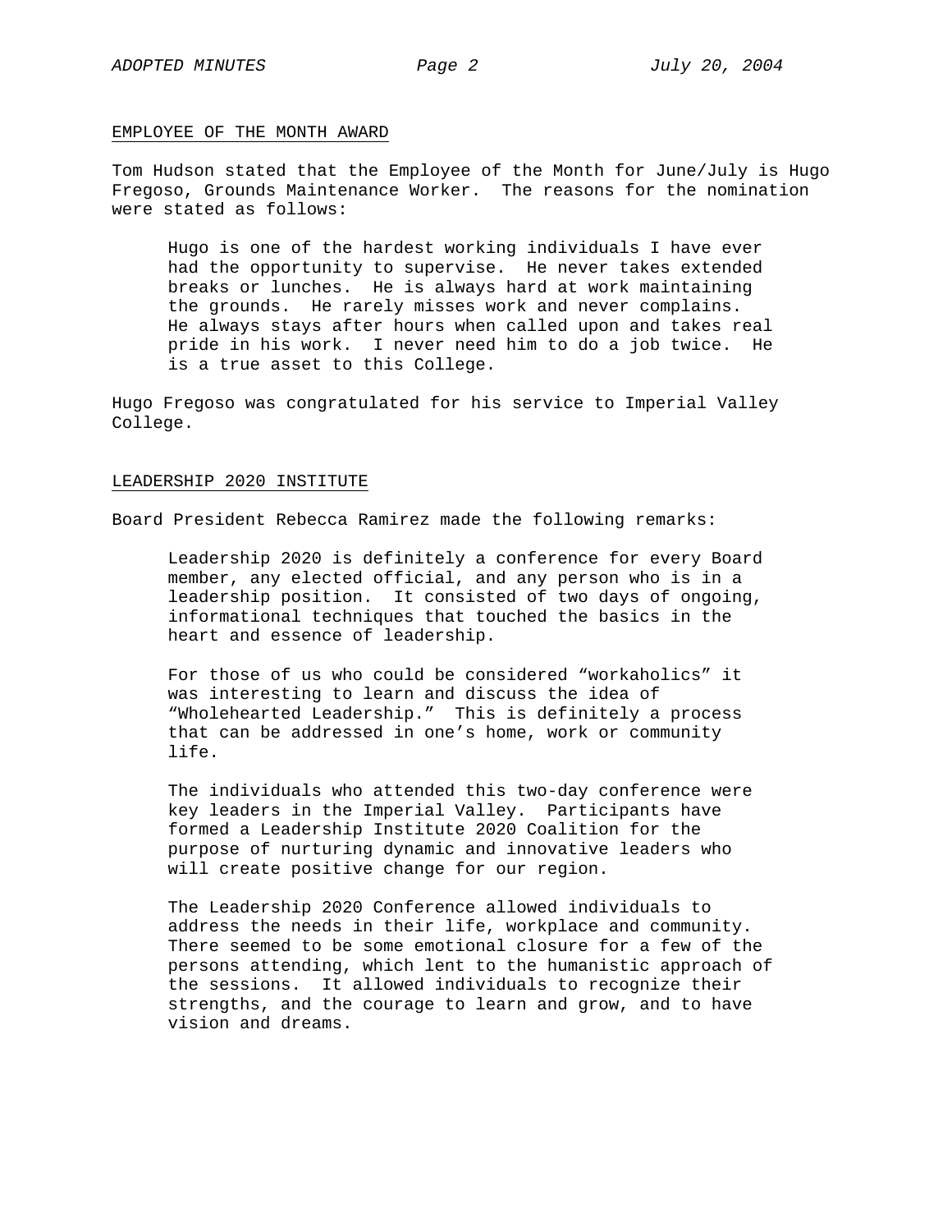## EMPLOYEE OF THE MONTH AWARD

Tom Hudson stated that the Employee of the Month for June/July is Hugo Fregoso, Grounds Maintenance Worker. The reasons for the nomination were stated as follows:

> Hugo is one of the hardest working individuals I have ever had the opportunity to supervise. He never takes extended breaks or lunches. He is always hard at work maintaining the grounds. He rarely misses work and never complains. He always stays after hours when called upon and takes real pride in his work. I never need him to do a job twice. He is a true asset to this College.

Hugo Fregoso was congratulated for his service to Imperial Valley College.

## LEADERSHIP 2020 INSTITUTE

Board President Rebecca Ramirez made the following remarks:

> Leadership 2020 is definitely a conference for every Board member, any elected official, and any person who is in a leadership position. It consisted of two days of ongoing, informational techniques that touched the basics in the heart and essence of leadership.
>
> For those of us who could be considered "workaholics" it was interesting to learn and discuss the idea of "Wholehearted Leadership." This is definitely a process that can be addressed in one's home, work or community life.
>
> The individuals who attended this two-day conference were key leaders in the Imperial Valley. Participants have formed a Leadership Institute 2020 Coalition for the purpose of nurturing dynamic and innovative leaders who will create positive change for our region.
>
> The Leadership 2020 Conference allowed individuals to address the needs in their life, workplace and community. There seemed to be some emotional closure for a few of the persons attending, which lent to the humanistic approach of the sessions. It allowed individuals to recognize their strengths, and the courage to learn and grow, and to have vision and dreams.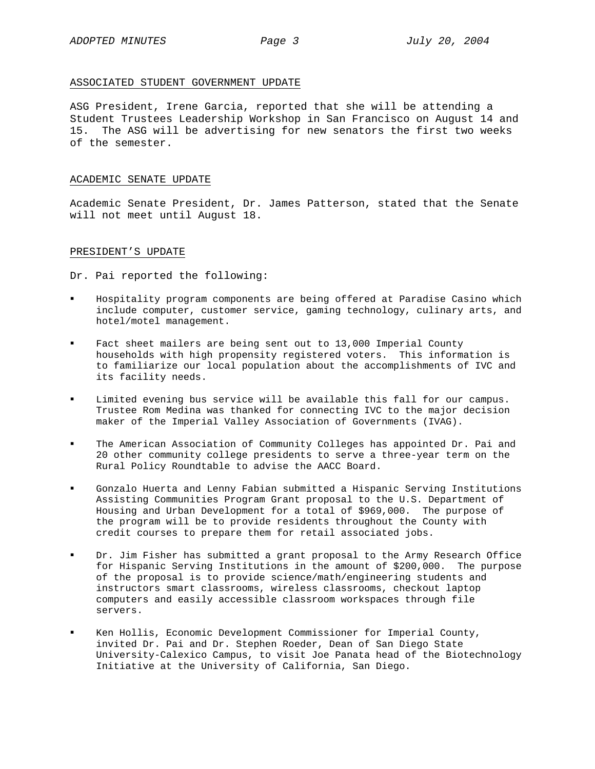## ASSOCIATED STUDENT GOVERNMENT UPDATE

ASG President, Irene Garcia, reported that she will be attending a Student Trustees Leadership Workshop in San Francisco on August 14 and 15. The ASG will be advertising for new senators the first two weeks of the semester.

## ACADEMIC SENATE UPDATE

Academic Senate President, Dr. James Patterson, stated that the Senate will not meet until August 18.

## PRESIDENT'S UPDATE

Dr. Pai reported the following:

- Hospitality program components are being offered at Paradise Casino which include computer, customer service, gaming technology, culinary arts, and hotel/motel management.
- Fact sheet mailers are being sent out to 13,000 Imperial County households with high propensity registered voters. This information is to familiarize our local population about the accomplishments of IVC and its facility needs.
- Limited evening bus service will be available this fall for our campus. Trustee Rom Medina was thanked for connecting IVC to the major decision maker of the Imperial Valley Association of Governments (IVAG).
- The American Association of Community Colleges has appointed Dr. Pai and 20 other community college presidents to serve a three-year term on the Rural Policy Roundtable to advise the AACC Board.
- Gonzalo Huerta and Lenny Fabian submitted a Hispanic Serving Institutions Assisting Communities Program Grant proposal to the U.S. Department of Housing and Urban Development for a total of $969,000. The purpose of the program will be to provide residents throughout the County with credit courses to prepare them for retail associated jobs.
- Dr. Jim Fisher has submitted a grant proposal to the Army Research Office for Hispanic Serving Institutions in the amount of $200,000. The purpose of the proposal is to provide science/math/engineering students and instructors smart classrooms, wireless classrooms, checkout laptop computers and easily accessible classroom workspaces through file servers.
- Ken Hollis, Economic Development Commissioner for Imperial County, invited Dr. Pai and Dr. Stephen Roeder, Dean of San Diego State University-Calexico Campus, to visit Joe Panata head of the Biotechnology Initiative at the University of California, San Diego.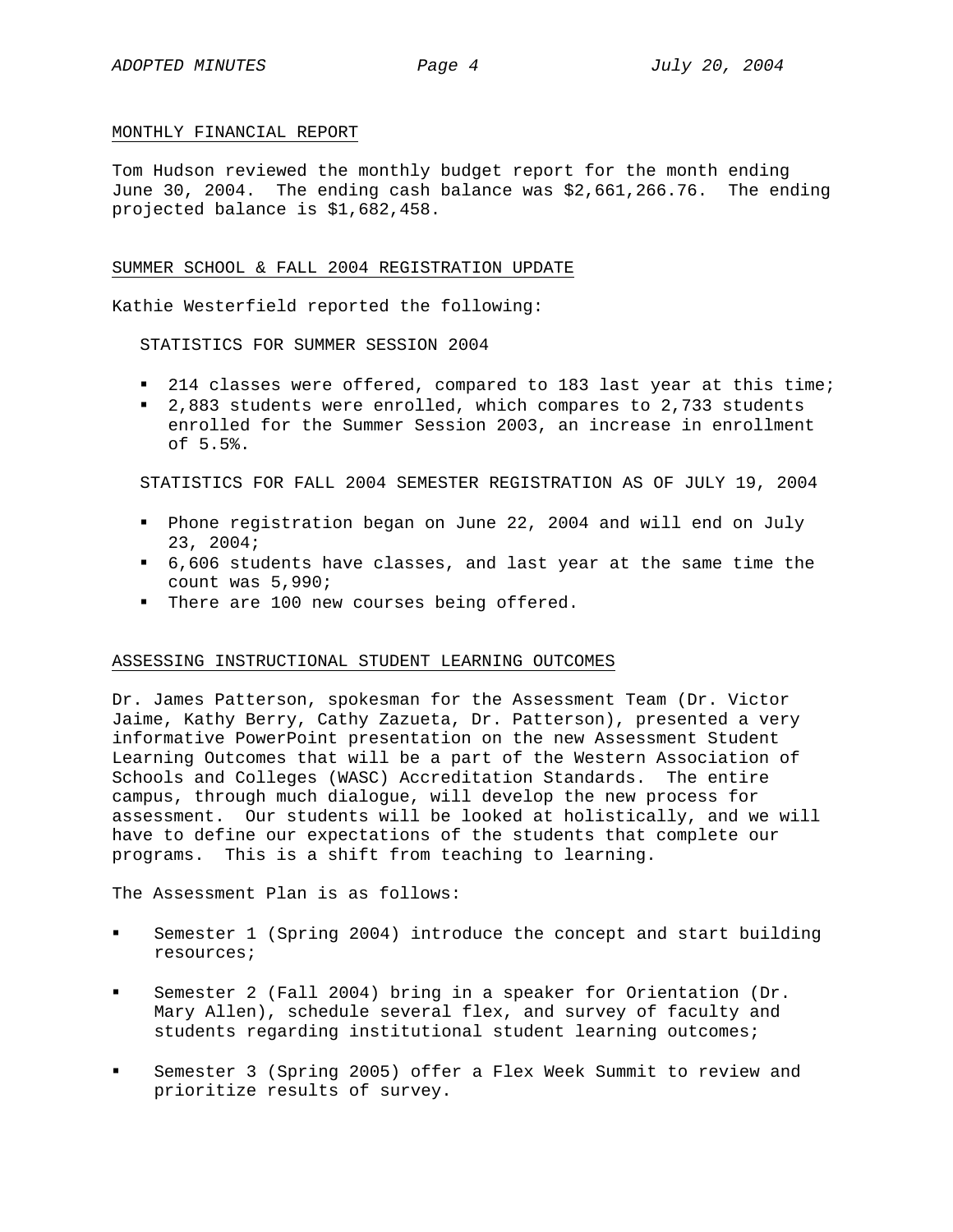## MONTHLY FINANCIAL REPORT

Tom Hudson reviewed the monthly budget report for the month ending June 30, 2004. The ending cash balance was $2,661,266.76. The ending projected balance is $1,682,458.

## SUMMER SCHOOL & FALL 2004 REGISTRATION UPDATE

Kathie Westerfield reported the following:

STATISTICS FOR SUMMER SESSION 2004

- 214 classes were offered, compared to 183 last year at this time;
- 2,883 students were enrolled, which compares to 2,733 students enrolled for the Summer Session 2003, an increase in enrollment of 5.5%.

STATISTICS FOR FALL 2004 SEMESTER REGISTRATION AS OF JULY 19, 2004

- Phone registration began on June 22, 2004 and will end on July 23, 2004;
- 6,606 students have classes, and last year at the same time the count was 5,990;
- There are 100 new courses being offered.

## ASSESSING INSTRUCTIONAL STUDENT LEARNING OUTCOMES

Dr. James Patterson, spokesman for the Assessment Team (Dr. Victor Jaime, Kathy Berry, Cathy Zazueta, Dr. Patterson), presented a very informative PowerPoint presentation on the new Assessment Student Learning Outcomes that will be a part of the Western Association of Schools and Colleges (WASC) Accreditation Standards. The entire campus, through much dialogue, will develop the new process for assessment. Our students will be looked at holistically, and we will have to define our expectations of the students that complete our programs. This is a shift from teaching to learning.

The Assessment Plan is as follows:

- Semester 1 (Spring 2004) introduce the concept and start building resources;
- Semester 2 (Fall 2004) bring in a speaker for Orientation (Dr. Mary Allen), schedule several flex, and survey of faculty and students regarding institutional student learning outcomes;
- Semester 3 (Spring 2005) offer a Flex Week Summit to review and prioritize results of survey.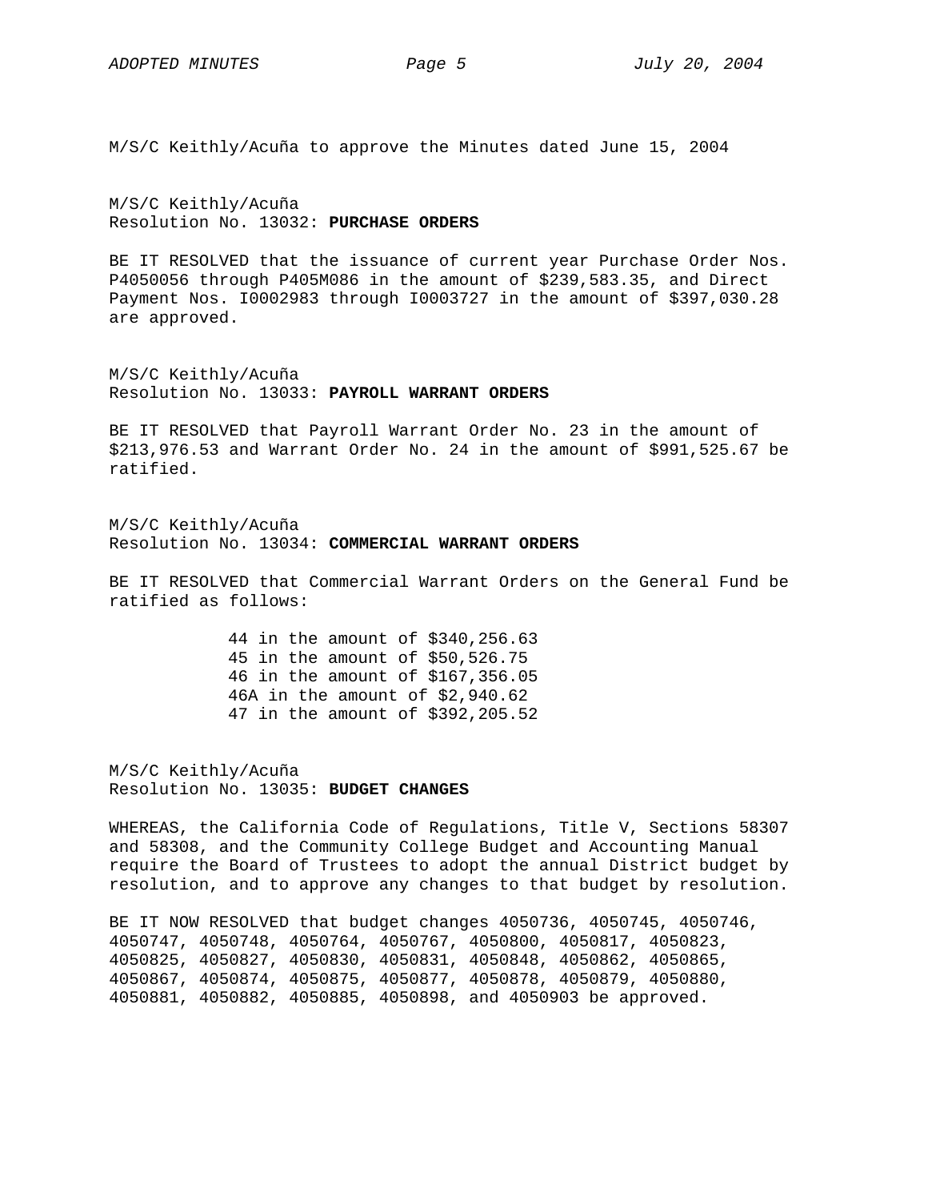M/S/C Keithly/Acuña to approve the Minutes dated June 15, 2004

M/S/C Keithly/Acuña
Resolution No. 13032: **PURCHASE ORDERS**

BE IT RESOLVED that the issuance of current year Purchase Order Nos. P4050056 through P405M086 in the amount of $239,583.35, and Direct Payment Nos. I0002983 through I0003727 in the amount of $397,030.28 are approved.

M/S/C Keithly/Acuña
Resolution No. 13033: **PAYROLL WARRANT ORDERS**

BE IT RESOLVED that Payroll Warrant Order No. 23 in the amount of $213,976.53 and Warrant Order No. 24 in the amount of $991,525.67 be ratified.

M/S/C Keithly/Acuña
Resolution No. 13034: **COMMERCIAL WARRANT ORDERS**

BE IT RESOLVED that Commercial Warrant Orders on the General Fund be ratified as follows:

44 in the amount of $340,256.63
45 in the amount of $50,526.75
46 in the amount of $167,356.05
46A in the amount of $2,940.62
47 in the amount of $392,205.52

M/S/C Keithly/Acuña
Resolution No. 13035: **BUDGET CHANGES**

WHEREAS, the California Code of Regulations, Title V, Sections 58307 and 58308, and the Community College Budget and Accounting Manual require the Board of Trustees to adopt the annual District budget by resolution, and to approve any changes to that budget by resolution.

BE IT NOW RESOLVED that budget changes 4050736, 4050745, 4050746, 4050747, 4050748, 4050764, 4050767, 4050800, 4050817, 4050823, 4050825, 4050827, 4050830, 4050831, 4050848, 4050862, 4050865, 4050867, 4050874, 4050875, 4050877, 4050878, 4050879, 4050880, 4050881, 4050882, 4050885, 4050898, and 4050903 be approved.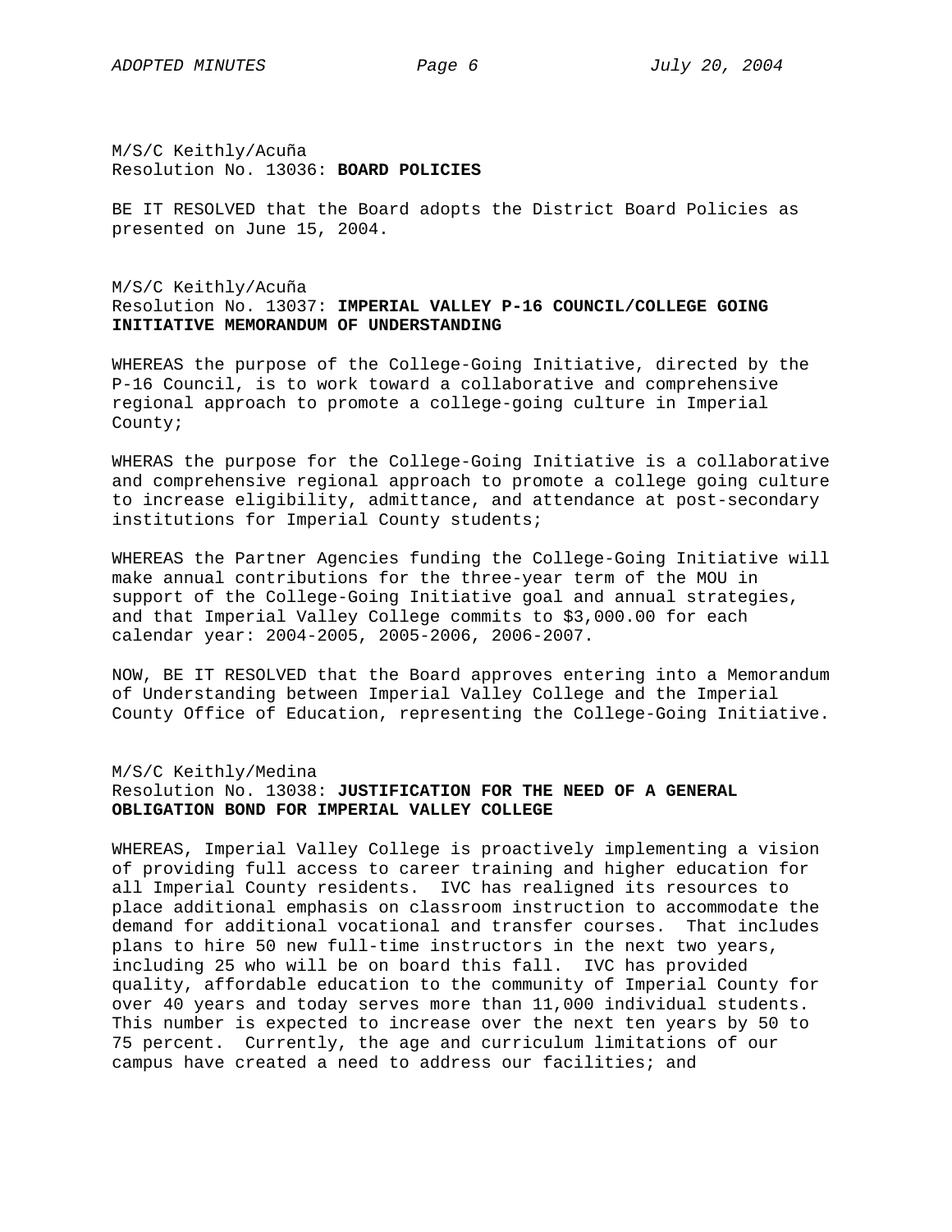M/S/C Keithly/Acuña
Resolution No. 13036: **BOARD POLICIES**

BE IT RESOLVED that the Board adopts the District Board Policies as presented on June 15, 2004.

M/S/C Keithly/Acuña
Resolution No. 13037: **IMPERIAL VALLEY P-16 COUNCIL/COLLEGE GOING INITIATIVE MEMORANDUM OF UNDERSTANDING**

WHEREAS the purpose of the College-Going Initiative, directed by the P-16 Council, is to work toward a collaborative and comprehensive regional approach to promote a college-going culture in Imperial County;

WHERAS the purpose for the College-Going Initiative is a collaborative and comprehensive regional approach to promote a college going culture to increase eligibility, admittance, and attendance at post-secondary institutions for Imperial County students;

WHEREAS the Partner Agencies funding the College-Going Initiative will make annual contributions for the three-year term of the MOU in support of the College-Going Initiative goal and annual strategies, and that Imperial Valley College commits to $3,000.00 for each calendar year: 2004-2005, 2005-2006, 2006-2007.

NOW, BE IT RESOLVED that the Board approves entering into a Memorandum of Understanding between Imperial Valley College and the Imperial County Office of Education, representing the College-Going Initiative.

M/S/C Keithly/Medina
Resolution No. 13038: **JUSTIFICATION FOR THE NEED OF A GENERAL OBLIGATION BOND FOR IMPERIAL VALLEY COLLEGE**

WHEREAS, Imperial Valley College is proactively implementing a vision of providing full access to career training and higher education for all Imperial County residents. IVC has realigned its resources to place additional emphasis on classroom instruction to accommodate the demand for additional vocational and transfer courses. That includes plans to hire 50 new full-time instructors in the next two years, including 25 who will be on board this fall. IVC has provided quality, affordable education to the community of Imperial County for over 40 years and today serves more than 11,000 individual students. This number is expected to increase over the next ten years by 50 to 75 percent. Currently, the age and curriculum limitations of our campus have created a need to address our facilities; and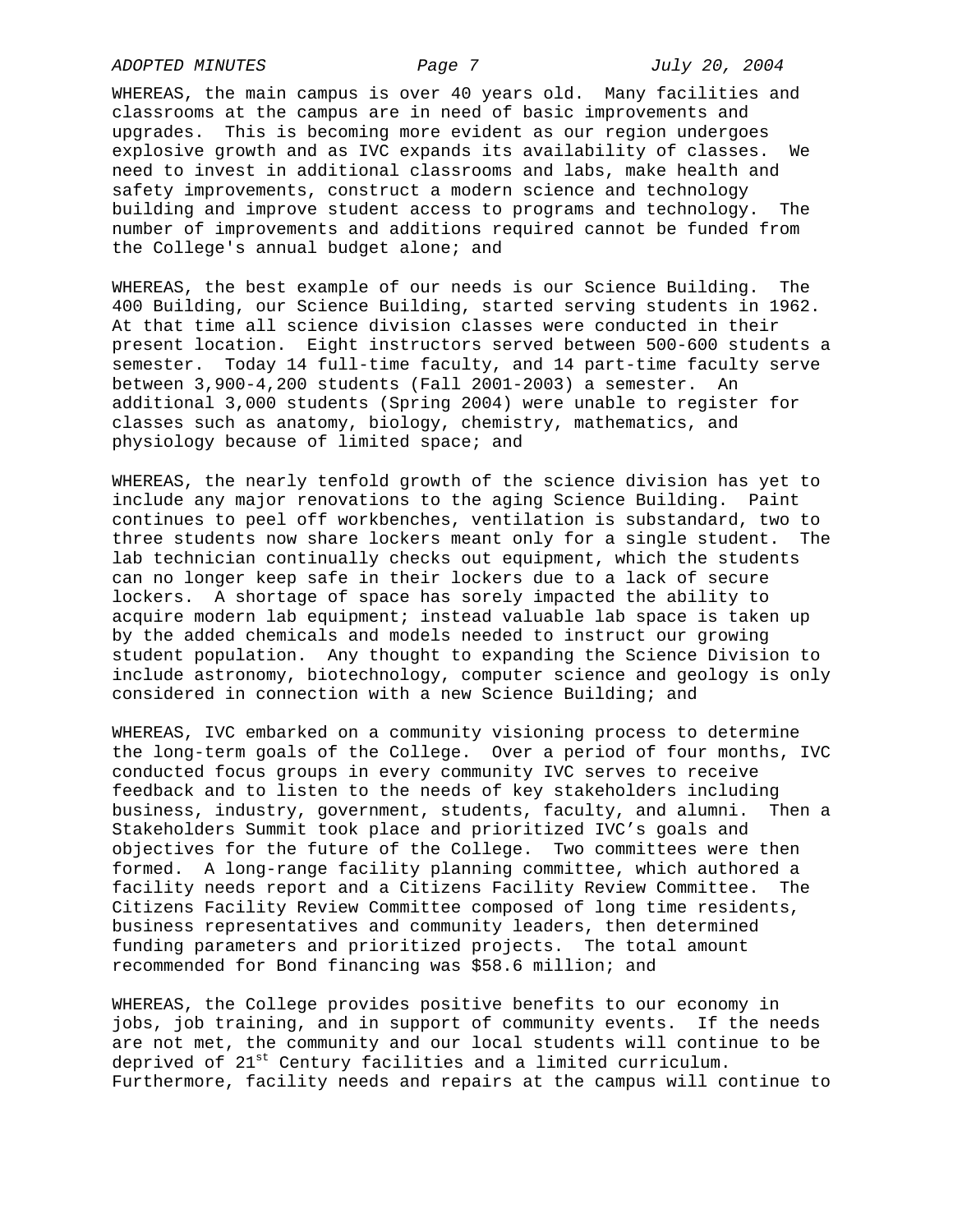WHEREAS, the main campus is over 40 years old. Many facilities and classrooms at the campus are in need of basic improvements and upgrades. This is becoming more evident as our region undergoes explosive growth and as IVC expands its availability of classes. We need to invest in additional classrooms and labs, make health and safety improvements, construct a modern science and technology building and improve student access to programs and technology. The number of improvements and additions required cannot be funded from the College's annual budget alone; and

WHEREAS, the best example of our needs is our Science Building. The 400 Building, our Science Building, started serving students in 1962. At that time all science division classes were conducted in their present location. Eight instructors served between 500-600 students a semester. Today 14 full-time faculty, and 14 part-time faculty serve between 3,900-4,200 students (Fall 2001-2003) a semester. An additional 3,000 students (Spring 2004) were unable to register for classes such as anatomy, biology, chemistry, mathematics, and physiology because of limited space; and

WHEREAS, the nearly tenfold growth of the science division has yet to include any major renovations to the aging Science Building. Paint continues to peel off workbenches, ventilation is substandard, two to three students now share lockers meant only for a single student. The lab technician continually checks out equipment, which the students can no longer keep safe in their lockers due to a lack of secure lockers. A shortage of space has sorely impacted the ability to acquire modern lab equipment; instead valuable lab space is taken up by the added chemicals and models needed to instruct our growing student population. Any thought to expanding the Science Division to include astronomy, biotechnology, computer science and geology is only considered in connection with a new Science Building; and

WHEREAS, IVC embarked on a community visioning process to determine the long-term goals of the College. Over a period of four months, IVC conducted focus groups in every community IVC serves to receive feedback and to listen to the needs of key stakeholders including business, industry, government, students, faculty, and alumni. Then a Stakeholders Summit took place and prioritized IVC's goals and objectives for the future of the College. Two committees were then formed. A long-range facility planning committee, which authored a facility needs report and a Citizens Facility Review Committee. The Citizens Facility Review Committee composed of long time residents, business representatives and community leaders, then determined funding parameters and prioritized projects. The total amount recommended for Bond financing was $58.6 million; and

WHEREAS, the College provides positive benefits to our economy in jobs, job training, and in support of community events. If the needs are not met, the community and our local students will continue to be deprived of 21st Century facilities and a limited curriculum. Furthermore, facility needs and repairs at the campus will continue to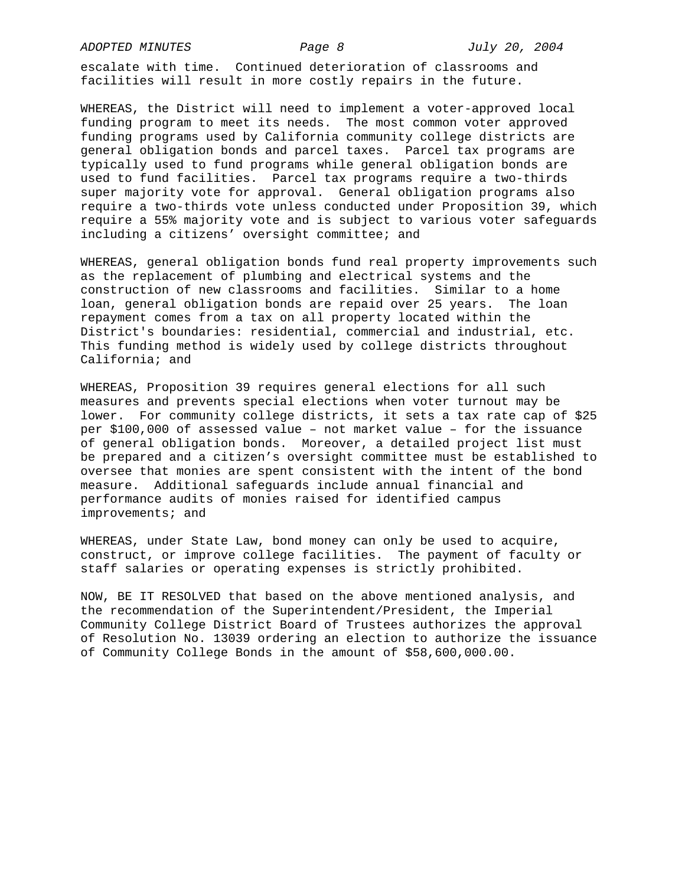escalate with time. Continued deterioration of classrooms and facilities will result in more costly repairs in the future.

WHEREAS, the District will need to implement a voter-approved local funding program to meet its needs. The most common voter approved funding programs used by California community college districts are general obligation bonds and parcel taxes. Parcel tax programs are typically used to fund programs while general obligation bonds are used to fund facilities. Parcel tax programs require a two-thirds super majority vote for approval. General obligation programs also require a two-thirds vote unless conducted under Proposition 39, which require a 55% majority vote and is subject to various voter safeguards including a citizens' oversight committee; and

WHEREAS, general obligation bonds fund real property improvements such as the replacement of plumbing and electrical systems and the construction of new classrooms and facilities. Similar to a home loan, general obligation bonds are repaid over 25 years. The loan repayment comes from a tax on all property located within the District's boundaries: residential, commercial and industrial, etc. This funding method is widely used by college districts throughout California; and

WHEREAS, Proposition 39 requires general elections for all such measures and prevents special elections when voter turnout may be lower. For community college districts, it sets a tax rate cap of $25 per $100,000 of assessed value – not market value – for the issuance of general obligation bonds. Moreover, a detailed project list must be prepared and a citizen's oversight committee must be established to oversee that monies are spent consistent with the intent of the bond measure. Additional safeguards include annual financial and performance audits of monies raised for identified campus improvements; and

WHEREAS, under State Law, bond money can only be used to acquire, construct, or improve college facilities. The payment of faculty or staff salaries or operating expenses is strictly prohibited.

NOW, BE IT RESOLVED that based on the above mentioned analysis, and the recommendation of the Superintendent/President, the Imperial Community College District Board of Trustees authorizes the approval of Resolution No. 13039 ordering an election to authorize the issuance of Community College Bonds in the amount of $58,600,000.00.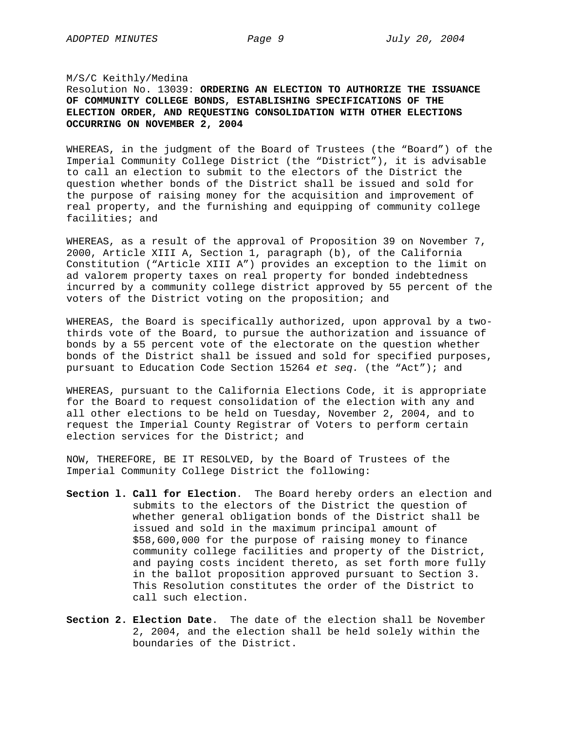M/S/C Keithly/Medina

Resolution No. 13039: **ORDERING AN ELECTION TO AUTHORIZE THE ISSUANCE OF COMMUNITY COLLEGE BONDS, ESTABLISHING SPECIFICATIONS OF THE ELECTION ORDER, AND REQUESTING CONSOLIDATION WITH OTHER ELECTIONS OCCURRING ON NOVEMBER 2, 2004**

WHEREAS, in the judgment of the Board of Trustees (the “Board”) of the Imperial Community College District (the “District”), it is advisable to call an election to submit to the electors of the District the question whether bonds of the District shall be issued and sold for the purpose of raising money for the acquisition and improvement of real property, and the furnishing and equipping of community college facilities; and

WHEREAS, as a result of the approval of Proposition 39 on November 7, 2000, Article XIII A, Section 1, paragraph (b), of the California Constitution (“Article XIII A”) provides an exception to the limit on ad valorem property taxes on real property for bonded indebtedness incurred by a community college district approved by 55 percent of the voters of the District voting on the proposition; and

WHEREAS, the Board is specifically authorized, upon approval by a two-thirds vote of the Board, to pursue the authorization and issuance of bonds by a 55 percent vote of the electorate on the question whether bonds of the District shall be issued and sold for specified purposes, pursuant to Education Code Section 15264 *et seq.* (the “Act”); and

WHEREAS, pursuant to the California Elections Code, it is appropriate for the Board to request consolidation of the election with any and all other elections to be held on Tuesday, November 2, 2004, and to request the Imperial County Registrar of Voters to perform certain election services for the District; and

NOW, THEREFORE, BE IT RESOLVED, by the Board of Trustees of the Imperial Community College District the following:

**Section l. Call for Election**. The Board hereby orders an election and submits to the electors of the District the question of whether general obligation bonds of the District shall be issued and sold in the maximum principal amount of \$58,600,000 for the purpose of raising money to finance community college facilities and property of the District, and paying costs incident thereto, as set forth more fully in the ballot proposition approved pursuant to Section 3. This Resolution constitutes the order of the District to call such election.

**Section 2. Election Date**. The date of the election shall be November 2, 2004, and the election shall be held solely within the boundaries of the District.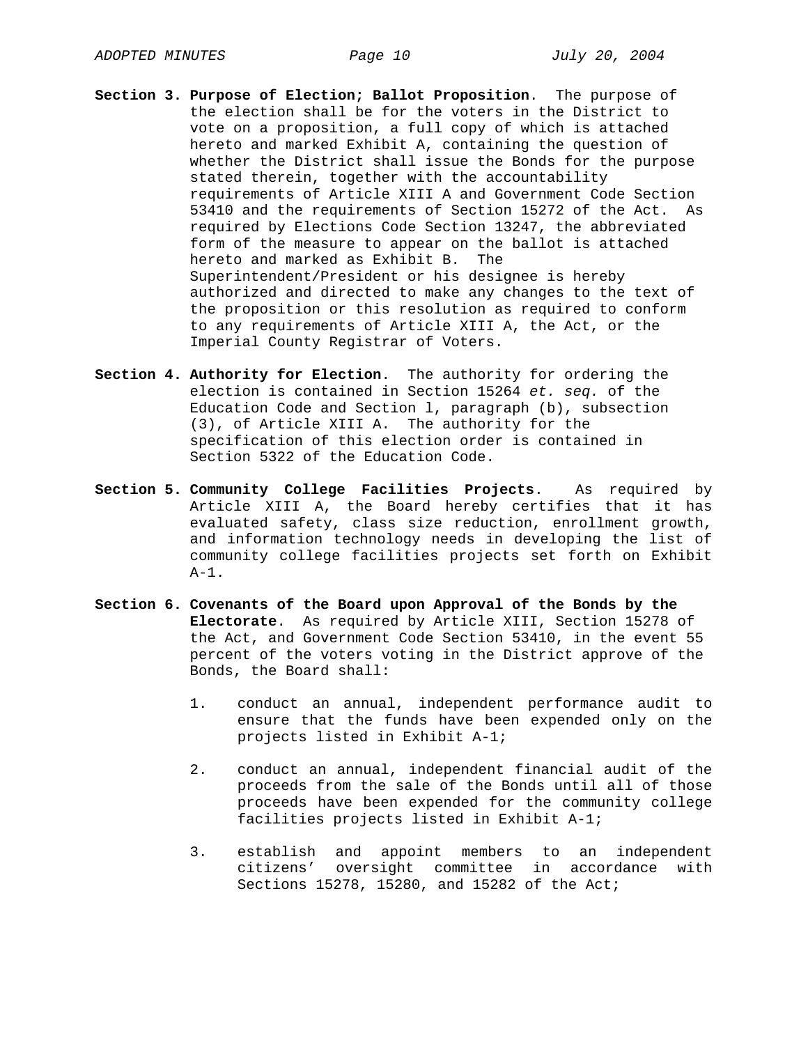**Section 3. Purpose of Election; Ballot Proposition**. The purpose of the election shall be for the voters in the District to vote on a proposition, a full copy of which is attached hereto and marked Exhibit A, containing the question of whether the District shall issue the Bonds for the purpose stated therein, together with the accountability requirements of Article XIII A and Government Code Section 53410 and the requirements of Section 15272 of the Act. As required by Elections Code Section 13247, the abbreviated form of the measure to appear on the ballot is attached hereto and marked as Exhibit B. The Superintendent/President or his designee is hereby authorized and directed to make any changes to the text of the proposition or this resolution as required to conform to any requirements of Article XIII A, the Act, or the Imperial County Registrar of Voters.

**Section 4. Authority for Election**. The authority for ordering the election is contained in Section 15264 *et. seq.* of the Education Code and Section l, paragraph (b), subsection (3), of Article XIII A. The authority for the specification of this election order is contained in Section 5322 of the Education Code.

**Section 5. Community College Facilities Projects**. As required by Article XIII A, the Board hereby certifies that it has evaluated safety, class size reduction, enrollment growth, and information technology needs in developing the list of community college facilities projects set forth on Exhibit A-1.

**Section 6. Covenants of the Board upon Approval of the Bonds by the Electorate**. As required by Article XIII, Section 15278 of the Act, and Government Code Section 53410, in the event 55 percent of the voters voting in the District approve of the Bonds, the Board shall:

1. conduct an annual, independent performance audit to ensure that the funds have been expended only on the projects listed in Exhibit A-1;

2. conduct an annual, independent financial audit of the proceeds from the sale of the Bonds until all of those proceeds have been expended for the community college facilities projects listed in Exhibit A-1;

3. establish and appoint members to an independent citizens' oversight committee in accordance with Sections 15278, 15280, and 15282 of the Act;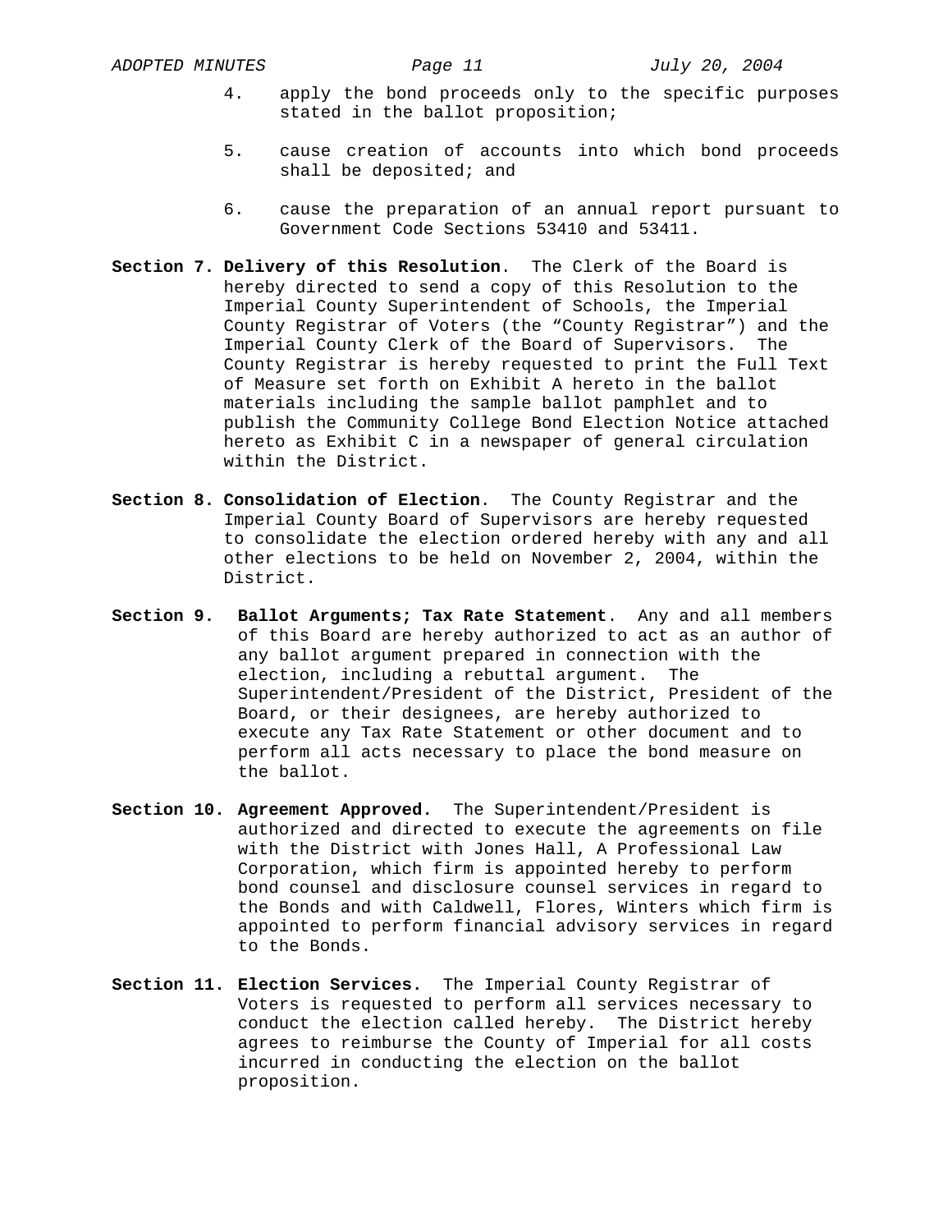4. apply the bond proceeds only to the specific purposes stated in the ballot proposition;

5. cause creation of accounts into which bond proceeds shall be deposited; and

6. cause the preparation of an annual report pursuant to Government Code Sections 53410 and 53411.

**Section 7. Delivery of this Resolution**. The Clerk of the Board is hereby directed to send a copy of this Resolution to the Imperial County Superintendent of Schools, the Imperial County Registrar of Voters (the "County Registrar") and the Imperial County Clerk of the Board of Supervisors. The County Registrar is hereby requested to print the Full Text of Measure set forth on Exhibit A hereto in the ballot materials including the sample ballot pamphlet and to publish the Community College Bond Election Notice attached hereto as Exhibit C in a newspaper of general circulation within the District.

**Section 8. Consolidation of Election**. The County Registrar and the Imperial County Board of Supervisors are hereby requested to consolidate the election ordered hereby with any and all other elections to be held on November 2, 2004, within the District.

**Section 9. Ballot Arguments; Tax Rate Statement**. Any and all members of this Board are hereby authorized to act as an author of any ballot argument prepared in connection with the election, including a rebuttal argument. The Superintendent/President of the District, President of the Board, or their designees, are hereby authorized to execute any Tax Rate Statement or other document and to perform all acts necessary to place the bond measure on the ballot.

**Section 10. Agreement Approved.** The Superintendent/President is authorized and directed to execute the agreements on file with the District with Jones Hall, A Professional Law Corporation, which firm is appointed hereby to perform bond counsel and disclosure counsel services in regard to the Bonds and with Caldwell, Flores, Winters which firm is appointed to perform financial advisory services in regard to the Bonds.

**Section 11. Election Services.** The Imperial County Registrar of Voters is requested to perform all services necessary to conduct the election called hereby. The District hereby agrees to reimburse the County of Imperial for all costs incurred in conducting the election on the ballot proposition.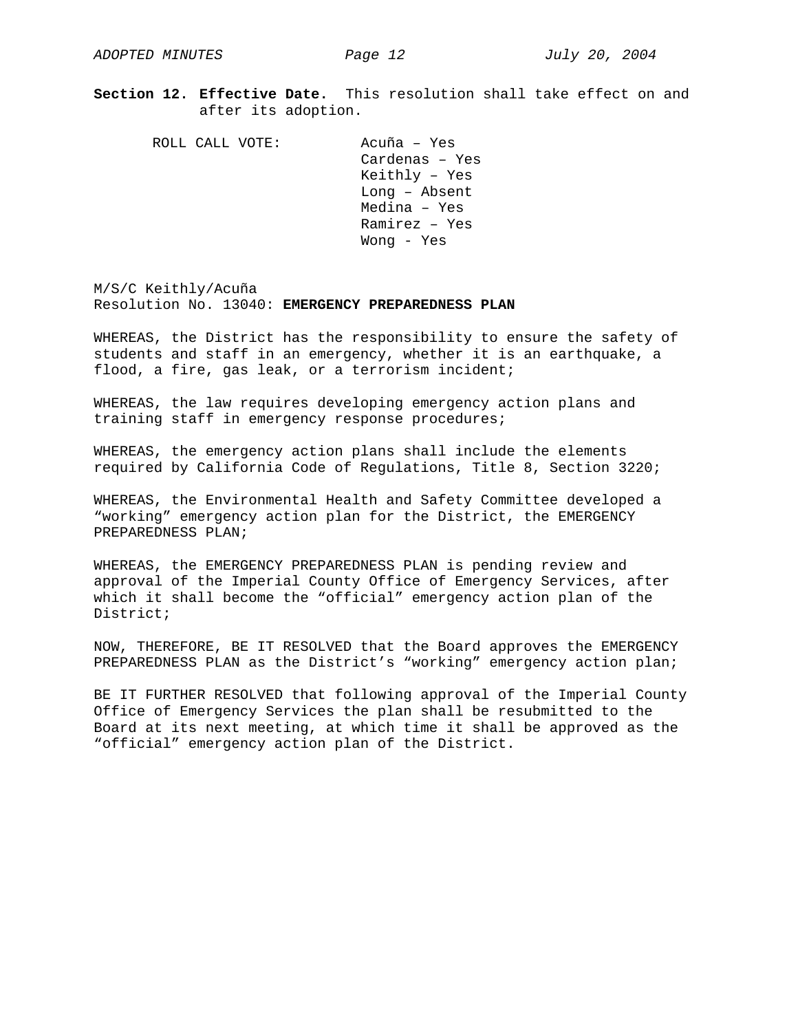**Section 12. Effective Date.** This resolution shall take effect on and after its adoption.

ROLL CALL VOTE:

Acuña – Yes
Cardenas – Yes
Keithly – Yes
Long – Absent
Medina – Yes
Ramirez – Yes
Wong - Yes

M/S/C Keithly/Acuña
Resolution No. 13040: **EMERGENCY PREPAREDNESS PLAN**

WHEREAS, the District has the responsibility to ensure the safety of students and staff in an emergency, whether it is an earthquake, a flood, a fire, gas leak, or a terrorism incident;

WHEREAS, the law requires developing emergency action plans and training staff in emergency response procedures;

WHEREAS, the emergency action plans shall include the elements required by California Code of Regulations, Title 8, Section 3220;

WHEREAS, the Environmental Health and Safety Committee developed a "working" emergency action plan for the District, the EMERGENCY PREPAREDNESS PLAN;

WHEREAS, the EMERGENCY PREPAREDNESS PLAN is pending review and approval of the Imperial County Office of Emergency Services, after which it shall become the "official" emergency action plan of the District;

NOW, THEREFORE, BE IT RESOLVED that the Board approves the EMERGENCY PREPAREDNESS PLAN as the District's "working" emergency action plan;

BE IT FURTHER RESOLVED that following approval of the Imperial County Office of Emergency Services the plan shall be resubmitted to the Board at its next meeting, at which time it shall be approved as the "official" emergency action plan of the District.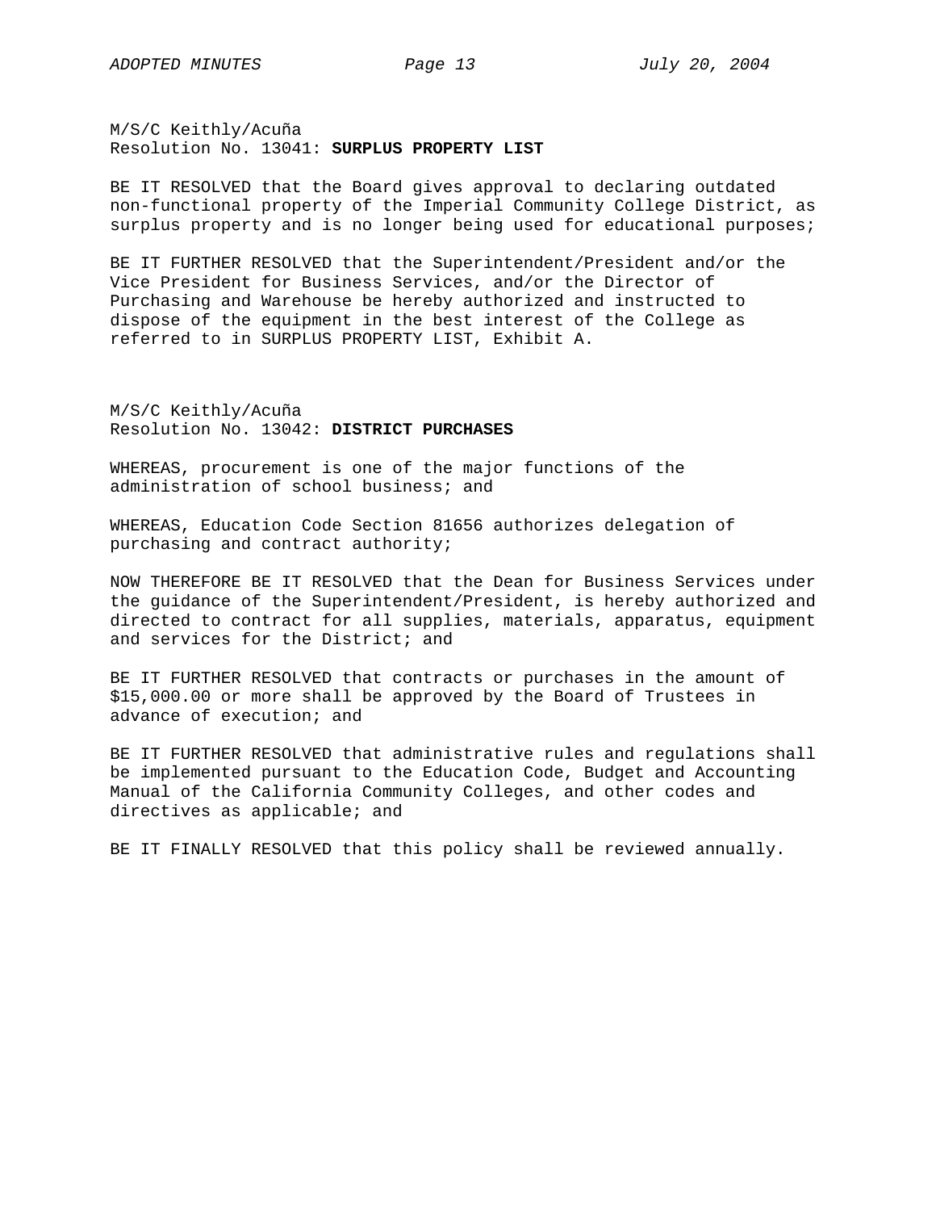M/S/C Keithly/Acuña
Resolution No. 13041: **SURPLUS PROPERTY LIST**

BE IT RESOLVED that the Board gives approval to declaring outdated non-functional property of the Imperial Community College District, as surplus property and is no longer being used for educational purposes;

BE IT FURTHER RESOLVED that the Superintendent/President and/or the Vice President for Business Services, and/or the Director of Purchasing and Warehouse be hereby authorized and instructed to dispose of the equipment in the best interest of the College as referred to in SURPLUS PROPERTY LIST, Exhibit A.

M/S/C Keithly/Acuña
Resolution No. 13042: **DISTRICT PURCHASES**

WHEREAS, procurement is one of the major functions of the administration of school business; and

WHEREAS, Education Code Section 81656 authorizes delegation of purchasing and contract authority;

NOW THEREFORE BE IT RESOLVED that the Dean for Business Services under the guidance of the Superintendent/President, is hereby authorized and directed to contract for all supplies, materials, apparatus, equipment and services for the District; and

BE IT FURTHER RESOLVED that contracts or purchases in the amount of $15,000.00 or more shall be approved by the Board of Trustees in advance of execution; and

BE IT FURTHER RESOLVED that administrative rules and regulations shall be implemented pursuant to the Education Code, Budget and Accounting Manual of the California Community Colleges, and other codes and directives as applicable; and

BE IT FINALLY RESOLVED that this policy shall be reviewed annually.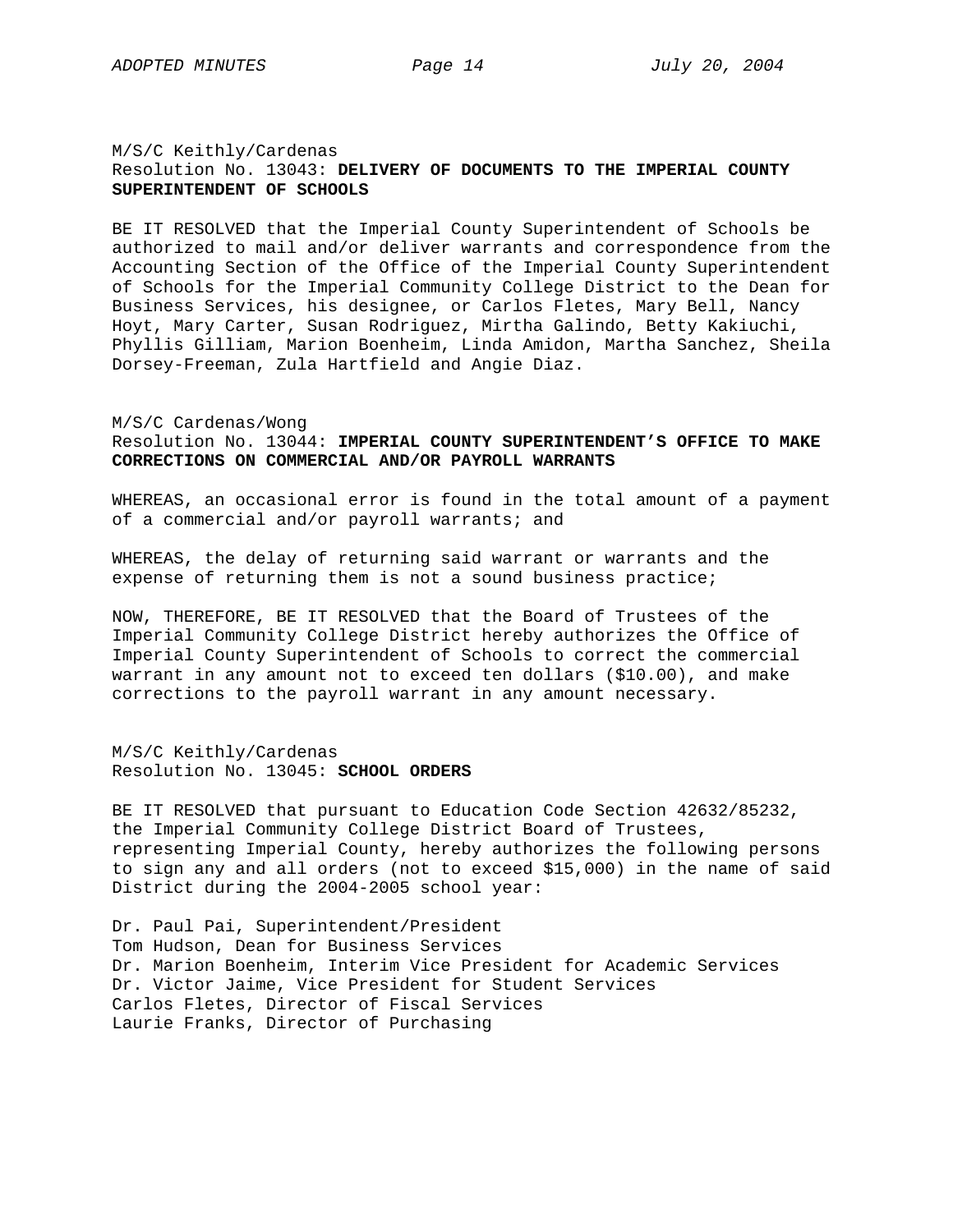M/S/C Keithly/Cardenas
Resolution No. 13043: **DELIVERY OF DOCUMENTS TO THE IMPERIAL COUNTY SUPERINTENDENT OF SCHOOLS**

BE IT RESOLVED that the Imperial County Superintendent of Schools be authorized to mail and/or deliver warrants and correspondence from the Accounting Section of the Office of the Imperial County Superintendent of Schools for the Imperial Community College District to the Dean for Business Services, his designee, or Carlos Fletes, Mary Bell, Nancy Hoyt, Mary Carter, Susan Rodriguez, Mirtha Galindo, Betty Kakiuchi, Phyllis Gilliam, Marion Boenheim, Linda Amidon, Martha Sanchez, Sheila Dorsey-Freeman, Zula Hartfield and Angie Diaz.

M/S/C Cardenas/Wong
Resolution No. 13044: **IMPERIAL COUNTY SUPERINTENDENT'S OFFICE TO MAKE CORRECTIONS ON COMMERCIAL AND/OR PAYROLL WARRANTS**

WHEREAS, an occasional error is found in the total amount of a payment of a commercial and/or payroll warrants; and

WHEREAS, the delay of returning said warrant or warrants and the expense of returning them is not a sound business practice;

NOW, THEREFORE, BE IT RESOLVED that the Board of Trustees of the Imperial Community College District hereby authorizes the Office of Imperial County Superintendent of Schools to correct the commercial warrant in any amount not to exceed ten dollars ($10.00), and make corrections to the payroll warrant in any amount necessary.

M/S/C Keithly/Cardenas
Resolution No. 13045: **SCHOOL ORDERS**

BE IT RESOLVED that pursuant to Education Code Section 42632/85232, the Imperial Community College District Board of Trustees, representing Imperial County, hereby authorizes the following persons to sign any and all orders (not to exceed $15,000) in the name of said District during the 2004-2005 school year:

Dr. Paul Pai, Superintendent/President
Tom Hudson, Dean for Business Services
Dr. Marion Boenheim, Interim Vice President for Academic Services
Dr. Victor Jaime, Vice President for Student Services
Carlos Fletes, Director of Fiscal Services
Laurie Franks, Director of Purchasing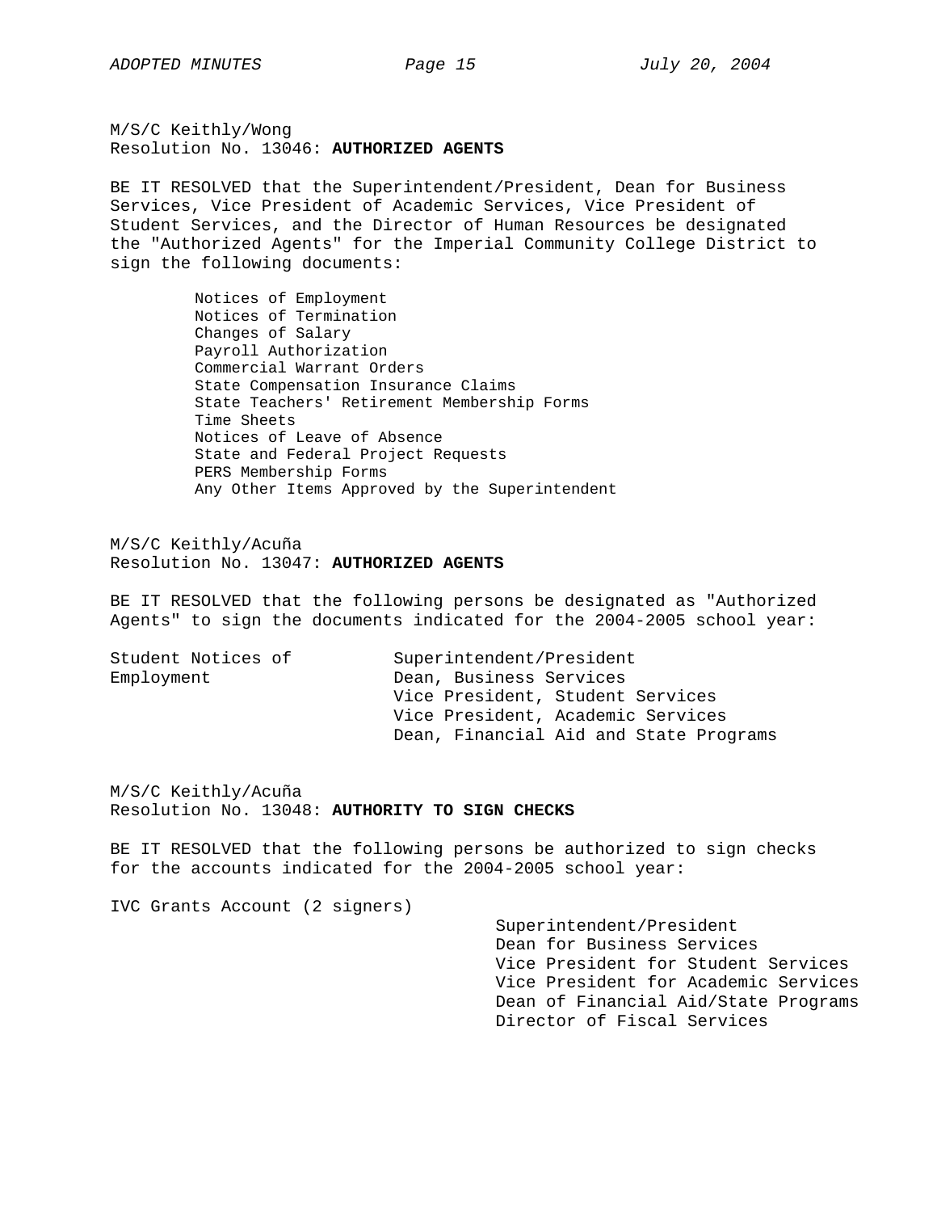M/S/C Keithly/Wong
Resolution No. 13046: **AUTHORIZED AGENTS**

BE IT RESOLVED that the Superintendent/President, Dean for Business Services, Vice President of Academic Services, Vice President of Student Services, and the Director of Human Resources be designated the "Authorized Agents" for the Imperial Community College District to sign the following documents:

- Notices of Employment
- Notices of Termination
- Changes of Salary
- Payroll Authorization
- Commercial Warrant Orders
- State Compensation Insurance Claims
- State Teachers' Retirement Membership Forms
- Time Sheets
- Notices of Leave of Absence
- State and Federal Project Requests
- PERS Membership Forms
- Any Other Items Approved by the Superintendent

M/S/C Keithly/Acuña
Resolution No. 13047: **AUTHORIZED AGENTS**

BE IT RESOLVED that the following persons be designated as "Authorized Agents" to sign the documents indicated for the 2004-2005 school year:

| | |
|---|---|
| Student Notices of Employment | Superintendent/President<br>Dean, Business Services<br>Vice President, Student Services<br>Vice President, Academic Services<br>Dean, Financial Aid and State Programs |

M/S/C Keithly/Acuña
Resolution No. 13048: **AUTHORITY TO SIGN CHECKS**

BE IT RESOLVED that the following persons be authorized to sign checks for the accounts indicated for the 2004-2005 school year:

| | |
|---|---|
| IVC Grants Account (2 signers) | Superintendent/President<br>Dean for Business Services<br>Vice President for Student Services<br>Vice President for Academic Services<br>Dean of Financial Aid/State Programs<br>Director of Fiscal Services |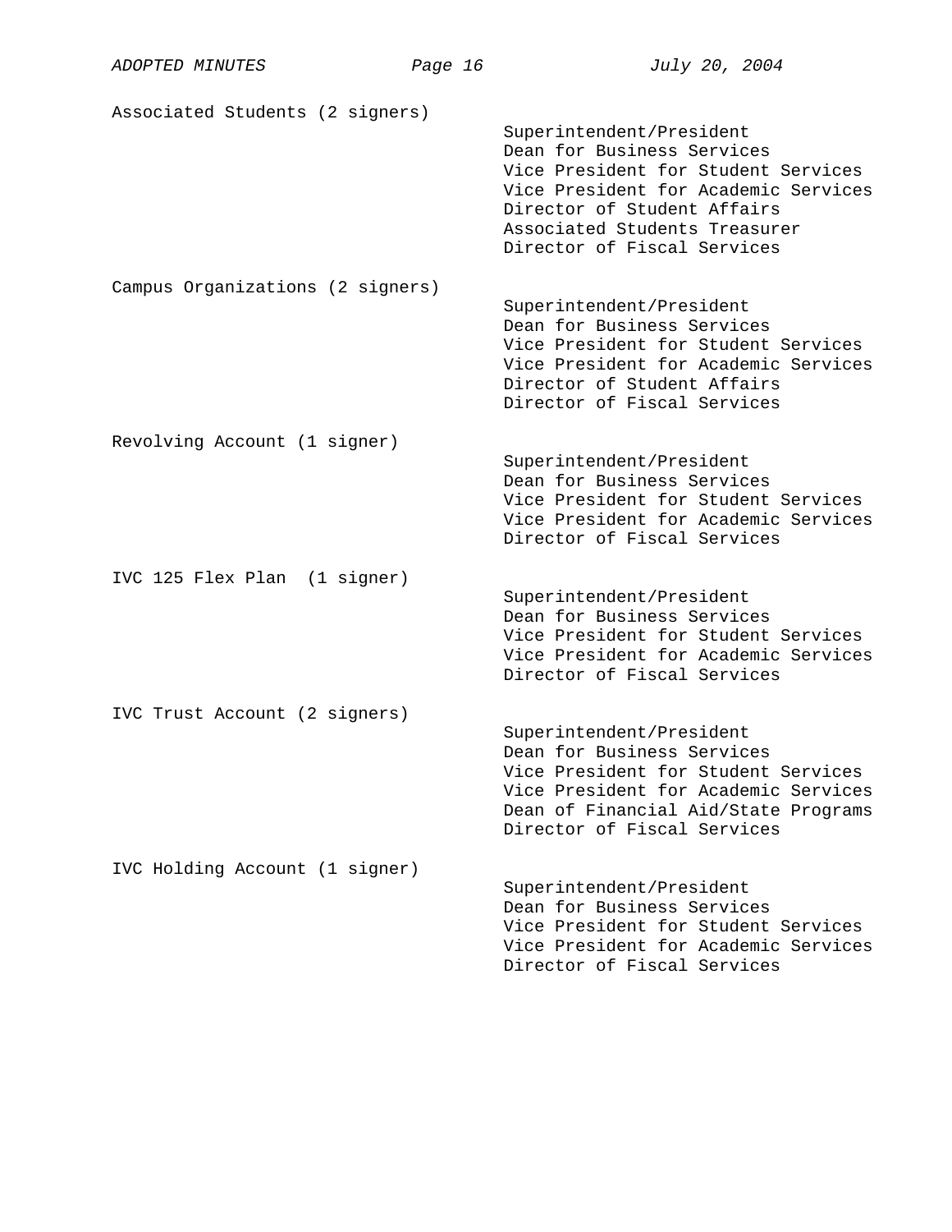Associated Students (2 signers)

- Superintendent/President
- Dean for Business Services
- Vice President for Student Services
- Vice President for Academic Services
- Director of Student Affairs
- Associated Students Treasurer
- Director of Fiscal Services

Campus Organizations (2 signers)

- Superintendent/President
- Dean for Business Services
- Vice President for Student Services
- Vice President for Academic Services
- Director of Student Affairs
- Director of Fiscal Services

Revolving Account (1 signer)

- Superintendent/President
- Dean for Business Services
- Vice President for Student Services
- Vice President for Academic Services
- Director of Fiscal Services

IVC 125 Flex Plan (1 signer)

- Superintendent/President
- Dean for Business Services
- Vice President for Student Services
- Vice President for Academic Services
- Director of Fiscal Services

IVC Trust Account (2 signers)

- Superintendent/President
- Dean for Business Services
- Vice President for Student Services
- Vice President for Academic Services
- Dean of Financial Aid/State Programs
- Director of Fiscal Services

IVC Holding Account (1 signer)

- Superintendent/President
- Dean for Business Services
- Vice President for Student Services
- Vice President for Academic Services
- Director of Fiscal Services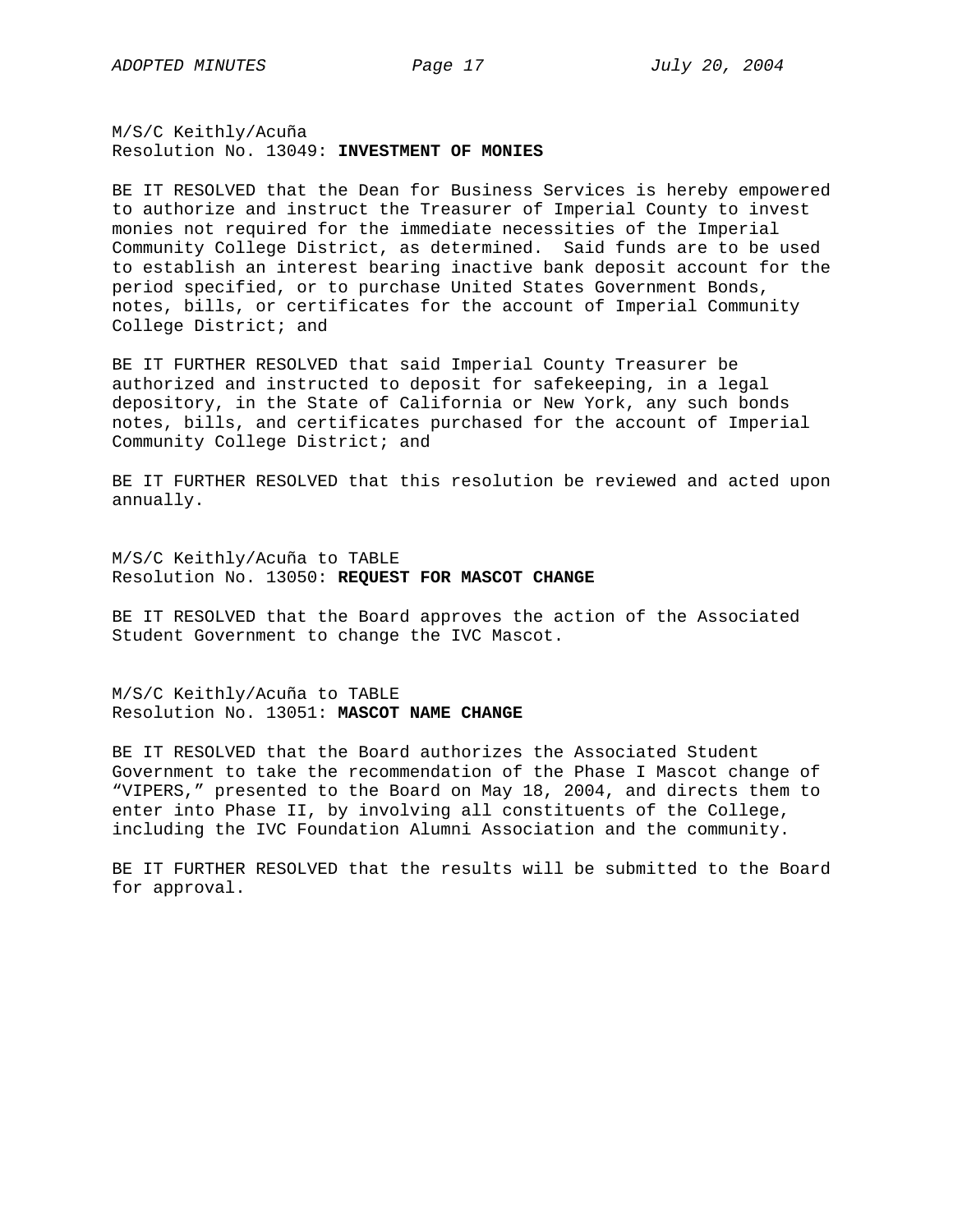M/S/C Keithly/Acuña
Resolution No. 13049: **INVESTMENT OF MONIES**

BE IT RESOLVED that the Dean for Business Services is hereby empowered to authorize and instruct the Treasurer of Imperial County to invest monies not required for the immediate necessities of the Imperial Community College District, as determined. Said funds are to be used to establish an interest bearing inactive bank deposit account for the period specified, or to purchase United States Government Bonds, notes, bills, or certificates for the account of Imperial Community College District; and

BE IT FURTHER RESOLVED that said Imperial County Treasurer be authorized and instructed to deposit for safekeeping, in a legal depository, in the State of California or New York, any such bonds notes, bills, and certificates purchased for the account of Imperial Community College District; and

BE IT FURTHER RESOLVED that this resolution be reviewed and acted upon annually.

M/S/C Keithly/Acuña to TABLE
Resolution No. 13050: **REQUEST FOR MASCOT CHANGE**

BE IT RESOLVED that the Board approves the action of the Associated Student Government to change the IVC Mascot.

M/S/C Keithly/Acuña to TABLE
Resolution No. 13051: **MASCOT NAME CHANGE**

BE IT RESOLVED that the Board authorizes the Associated Student Government to take the recommendation of the Phase I Mascot change of "VIPERS," presented to the Board on May 18, 2004, and directs them to enter into Phase II, by involving all constituents of the College, including the IVC Foundation Alumni Association and the community.

BE IT FURTHER RESOLVED that the results will be submitted to the Board for approval.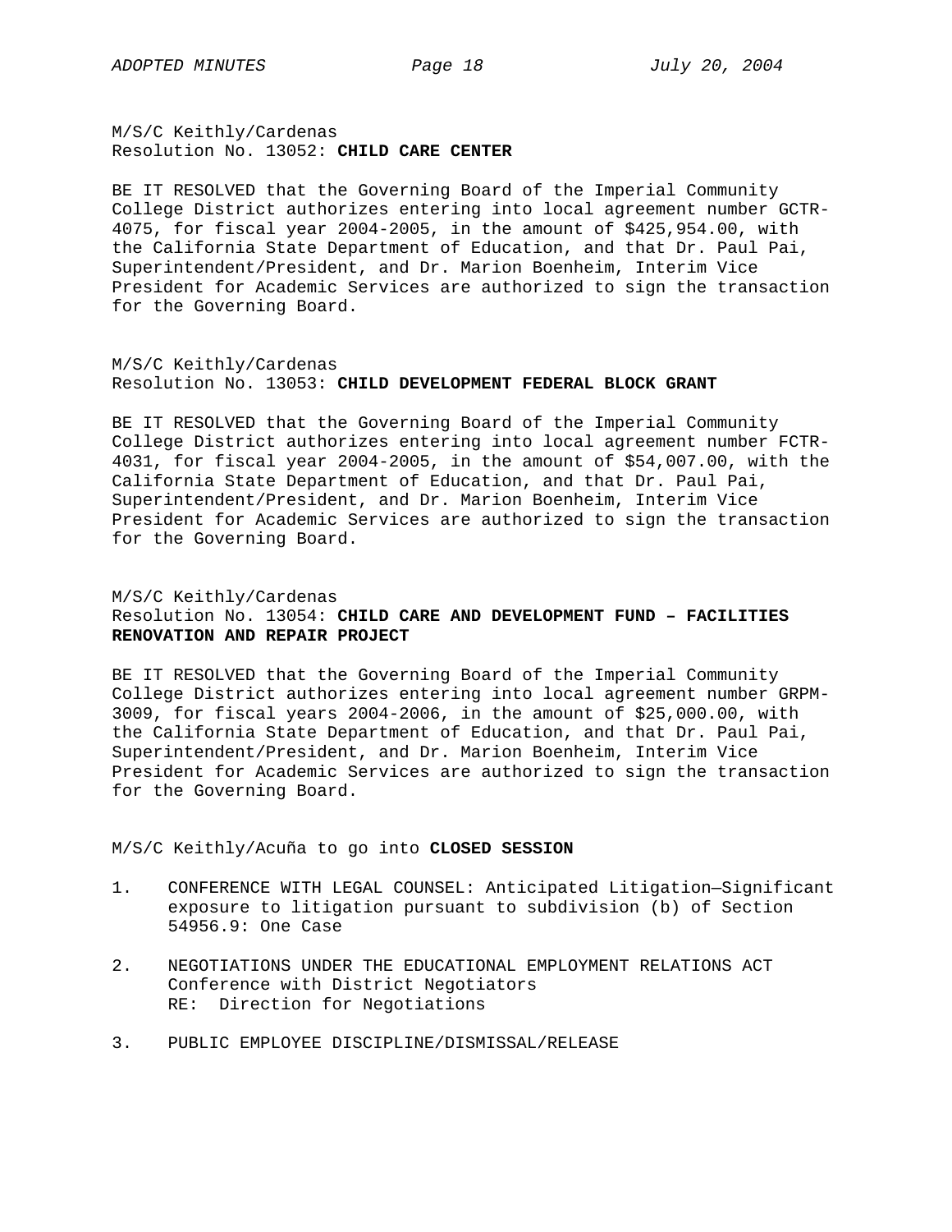M/S/C Keithly/Cardenas
Resolution No. 13052: **CHILD CARE CENTER**

BE IT RESOLVED that the Governing Board of the Imperial Community College District authorizes entering into local agreement number GCTR-4075, for fiscal year 2004-2005, in the amount of $425,954.00, with the California State Department of Education, and that Dr. Paul Pai, Superintendent/President, and Dr. Marion Boenheim, Interim Vice President for Academic Services are authorized to sign the transaction for the Governing Board.

M/S/C Keithly/Cardenas
Resolution No. 13053: **CHILD DEVELOPMENT FEDERAL BLOCK GRANT**

BE IT RESOLVED that the Governing Board of the Imperial Community College District authorizes entering into local agreement number FCTR-4031, for fiscal year 2004-2005, in the amount of $54,007.00, with the California State Department of Education, and that Dr. Paul Pai, Superintendent/President, and Dr. Marion Boenheim, Interim Vice President for Academic Services are authorized to sign the transaction for the Governing Board.

M/S/C Keithly/Cardenas
Resolution No. 13054: **CHILD CARE AND DEVELOPMENT FUND – FACILITIES RENOVATION AND REPAIR PROJECT**

BE IT RESOLVED that the Governing Board of the Imperial Community College District authorizes entering into local agreement number GRPM-3009, for fiscal years 2004-2006, in the amount of $25,000.00, with the California State Department of Education, and that Dr. Paul Pai, Superintendent/President, and Dr. Marion Boenheim, Interim Vice President for Academic Services are authorized to sign the transaction for the Governing Board.

M/S/C Keithly/Acuña to go into **CLOSED SESSION**

1. CONFERENCE WITH LEGAL COUNSEL: Anticipated Litigation—Significant exposure to litigation pursuant to subdivision (b) of Section 54956.9: One Case

2. NEGOTIATIONS UNDER THE EDUCATIONAL EMPLOYMENT RELATIONS ACT
   Conference with District Negotiators
   RE: Direction for Negotiations

3. PUBLIC EMPLOYEE DISCIPLINE/DISMISSAL/RELEASE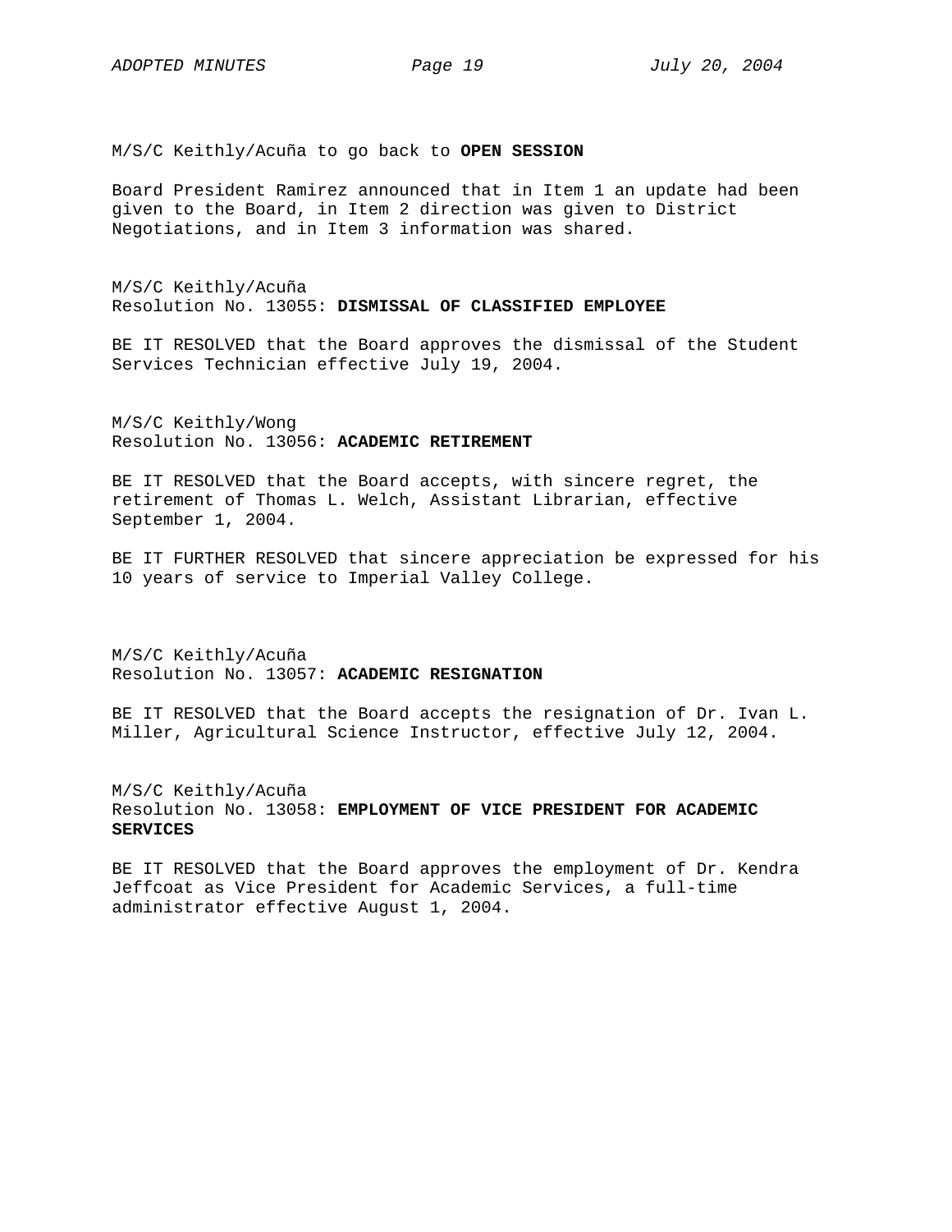M/S/C Keithly/Acuña to go back to **OPEN SESSION**

Board President Ramirez announced that in Item 1 an update had been given to the Board, in Item 2 direction was given to District Negotiations, and in Item 3 information was shared.

M/S/C Keithly/Acuña
Resolution No. 13055: **DISMISSAL OF CLASSIFIED EMPLOYEE**

BE IT RESOLVED that the Board approves the dismissal of the Student Services Technician effective July 19, 2004.

M/S/C Keithly/Wong
Resolution No. 13056: **ACADEMIC RETIREMENT**

BE IT RESOLVED that the Board accepts, with sincere regret, the retirement of Thomas L. Welch, Assistant Librarian, effective September 1, 2004.

BE IT FURTHER RESOLVED that sincere appreciation be expressed for his 10 years of service to Imperial Valley College.

M/S/C Keithly/Acuña
Resolution No. 13057: **ACADEMIC RESIGNATION**

BE IT RESOLVED that the Board accepts the resignation of Dr. Ivan L. Miller, Agricultural Science Instructor, effective July 12, 2004.

M/S/C Keithly/Acuña
Resolution No. 13058: **EMPLOYMENT OF VICE PRESIDENT FOR ACADEMIC SERVICES**

BE IT RESOLVED that the Board approves the employment of Dr. Kendra Jeffcoat as Vice President for Academic Services, a full-time administrator effective August 1, 2004.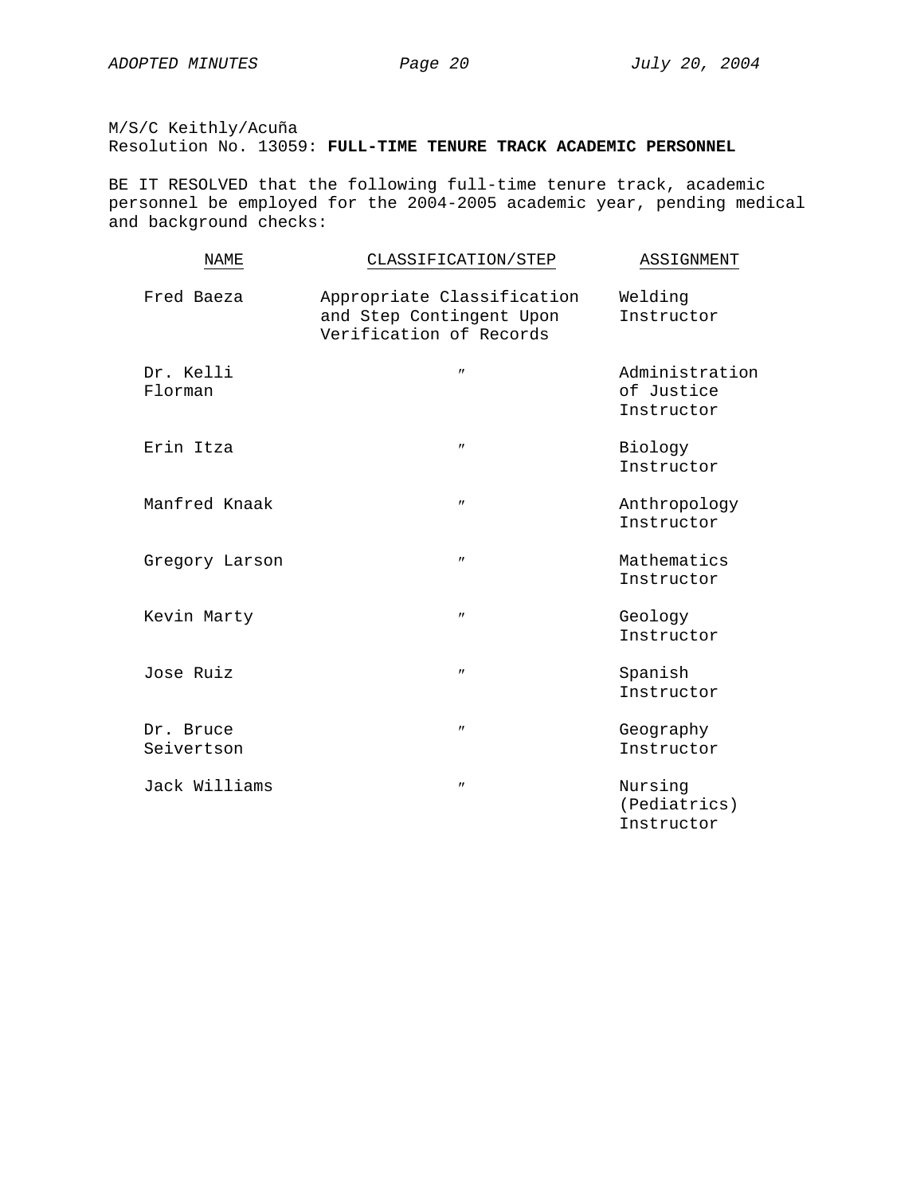M/S/C Keithly/Acuña
Resolution No. 13059: **FULL-TIME TENURE TRACK ACADEMIC PERSONNEL**

BE IT RESOLVED that the following full-time tenure track, academic personnel be employed for the 2004-2005 academic year, pending medical and background checks:

| NAME | CLASSIFICATION/STEP | ASSIGNMENT |
|---|---|---|
| Fred Baeza | Appropriate Classification and Step Contingent Upon Verification of Records | Welding Instructor |
| Dr. Kelli Florman | ″ | Administration of Justice Instructor |
| Erin Itza | ″ | Biology Instructor |
| Manfred Knaak | ″ | Anthropology Instructor |
| Gregory Larson | ″ | Mathematics Instructor |
| Kevin Marty | ″ | Geology Instructor |
| Jose Ruiz | ″ | Spanish Instructor |
| Dr. Bruce Seivertson | ″ | Geography Instructor |
| Jack Williams | ″ | Nursing (Pediatrics) Instructor |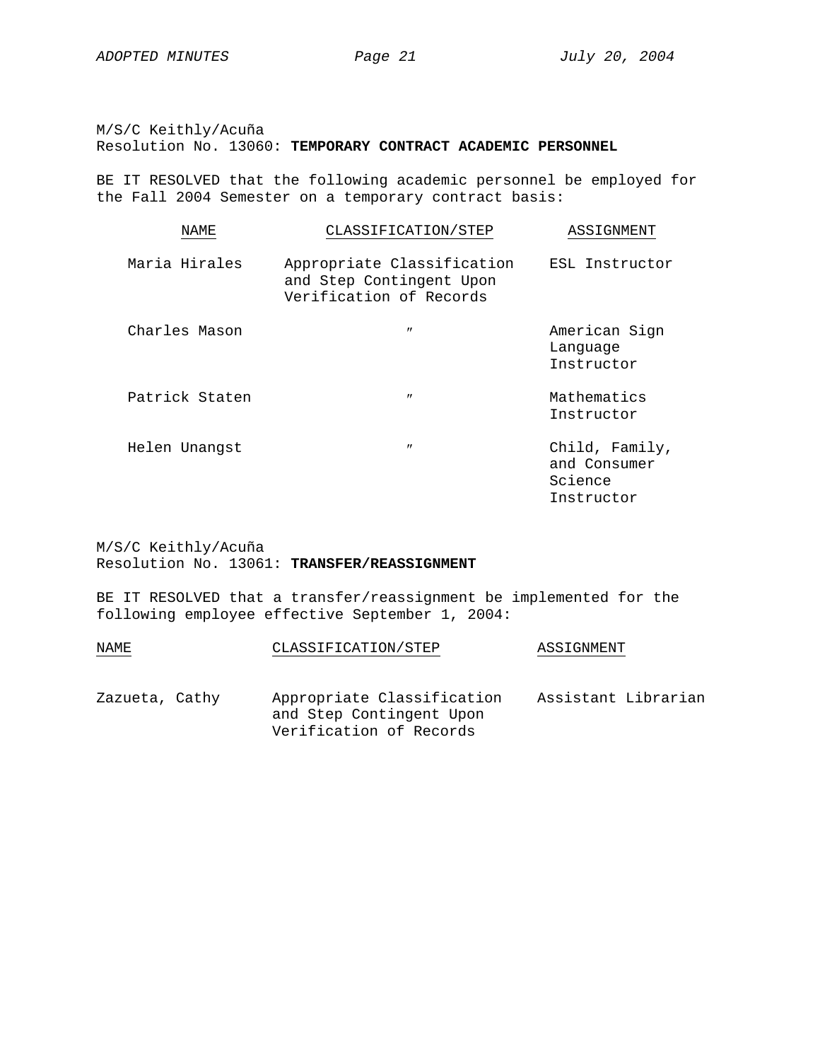M/S/C Keithly/Acuña
Resolution No. 13060: **TEMPORARY CONTRACT ACADEMIC PERSONNEL**

BE IT RESOLVED that the following academic personnel be employed for the Fall 2004 Semester on a temporary contract basis:

| NAME | CLASSIFICATION/STEP | ASSIGNMENT |
|---|---|---|
| Maria Hirales | Appropriate Classification and Step Contingent Upon Verification of Records | ESL Instructor |
| Charles Mason | ″ | American Sign Language Instructor |
| Patrick Staten | ″ | Mathematics Instructor |
| Helen Unangst | ″ | Child, Family, and Consumer Science Instructor |

M/S/C Keithly/Acuña
Resolution No. 13061: **TRANSFER/REASSIGNMENT**

BE IT RESOLVED that a transfer/reassignment be implemented for the following employee effective September 1, 2004:

| NAME | CLASSIFICATION/STEP | ASSIGNMENT |
|---|---|---|
| Zazueta, Cathy | Appropriate Classification and Step Contingent Upon Verification of Records | Assistant Librarian |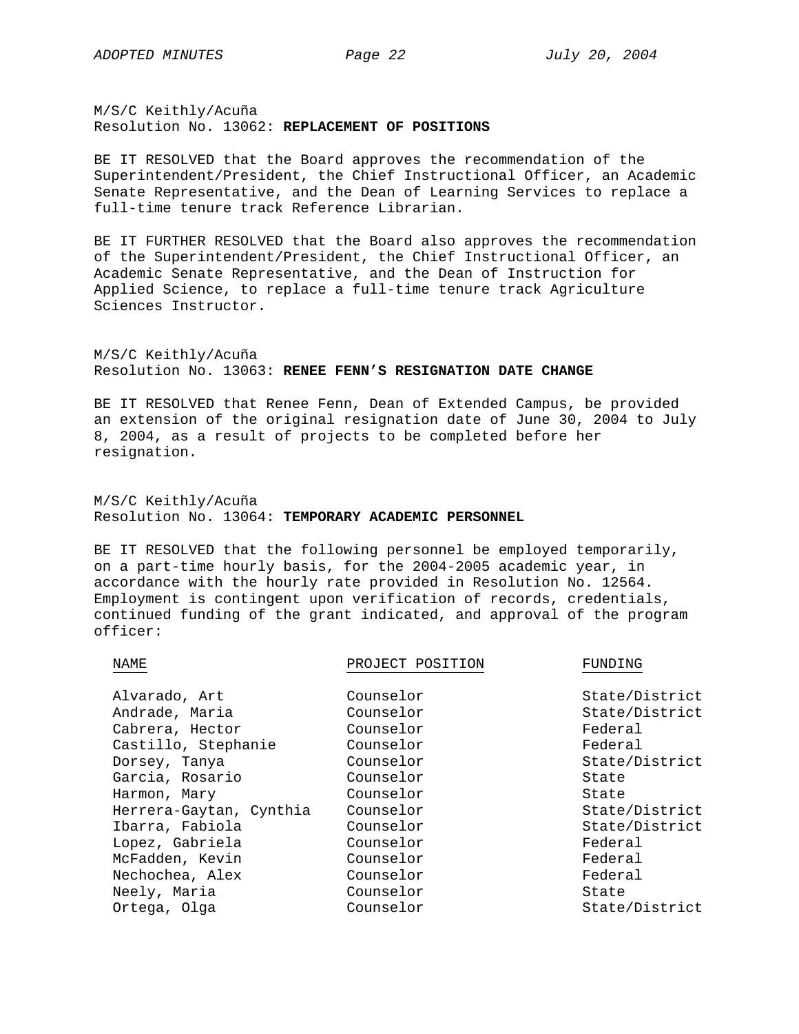M/S/C Keithly/Acuña
Resolution No. 13062: **REPLACEMENT OF POSITIONS**

BE IT RESOLVED that the Board approves the recommendation of the Superintendent/President, the Chief Instructional Officer, an Academic Senate Representative, and the Dean of Learning Services to replace a full-time tenure track Reference Librarian.

BE IT FURTHER RESOLVED that the Board also approves the recommendation of the Superintendent/President, the Chief Instructional Officer, an Academic Senate Representative, and the Dean of Instruction for Applied Science, to replace a full-time tenure track Agriculture Sciences Instructor.

M/S/C Keithly/Acuña
Resolution No. 13063: **RENEE FENN'S RESIGNATION DATE CHANGE**

BE IT RESOLVED that Renee Fenn, Dean of Extended Campus, be provided an extension of the original resignation date of June 30, 2004 to July 8, 2004, as a result of projects to be completed before her resignation.

M/S/C Keithly/Acuña
Resolution No. 13064: **TEMPORARY ACADEMIC PERSONNEL**

BE IT RESOLVED that the following personnel be employed temporarily, on a part-time hourly basis, for the 2004-2005 academic year, in accordance with the hourly rate provided in Resolution No. 12564. Employment is contingent upon verification of records, credentials, continued funding of the grant indicated, and approval of the program officer:

| NAME | PROJECT POSITION | FUNDING |
|---|---|---|
| Alvarado, Art | Counselor | State/District |
| Andrade, Maria | Counselor | State/District |
| Cabrera, Hector | Counselor | Federal |
| Castillo, Stephanie | Counselor | Federal |
| Dorsey, Tanya | Counselor | State/District |
| Garcia, Rosario | Counselor | State |
| Harmon, Mary | Counselor | State |
| Herrera-Gaytan, Cynthia | Counselor | State/District |
| Ibarra, Fabiola | Counselor | State/District |
| Lopez, Gabriela | Counselor | Federal |
| McFadden, Kevin | Counselor | Federal |
| Nechochea, Alex | Counselor | Federal |
| Neely, Maria | Counselor | State |
| Ortega, Olga | Counselor | State/District |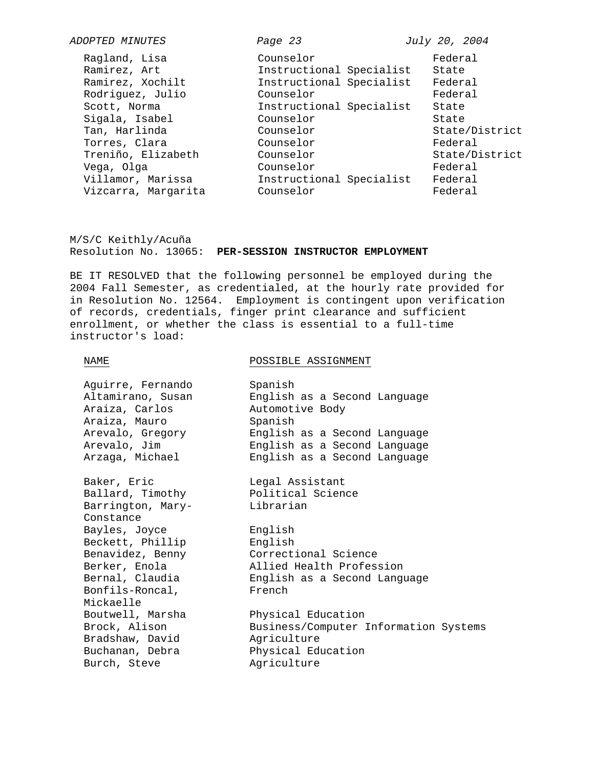| | | |
|---|---|---|
| Ragland, Lisa | Counselor | Federal |
| Ramirez, Art | Instructional Specialist | State |
| Ramirez, Xochilt | Instructional Specialist | Federal |
| Rodriguez, Julio | Counselor | Federal |
| Scott, Norma | Instructional Specialist | State |
| Sigala, Isabel | Counselor | State |
| Tan, Harlinda | Counselor | State/District |
| Torres, Clara | Counselor | Federal |
| Treniño, Elizabeth | Counselor | State/District |
| Vega, Olga | Counselor | Federal |
| Villamor, Marissa | Instructional Specialist | Federal |
| Vizcarra, Margarita | Counselor | Federal |

M/S/C Keithly/Acuña
Resolution No. 13065: **PER-SESSION INSTRUCTOR EMPLOYMENT**

BE IT RESOLVED that the following personnel be employed during the 2004 Fall Semester, as credentialed, at the hourly rate provided for in Resolution No. 12564. Employment is contingent upon verification of records, credentials, finger print clearance and sufficient enrollment, or whether the class is essential to a full-time instructor's load:

| NAME | POSSIBLE ASSIGNMENT |
|---|---|
| Aguirre, Fernando | Spanish |
| Altamirano, Susan | English as a Second Language |
| Araiza, Carlos | Automotive Body |
| Araiza, Mauro | Spanish |
| Arevalo, Gregory | English as a Second Language |
| Arevalo, Jim | English as a Second Language |
| Arzaga, Michael | English as a Second Language |
| Baker, Eric | Legal Assistant |
| Ballard, Timothy | Political Science |
| Barrington, Mary-Constance | Librarian |
| Bayles, Joyce | English |
| Beckett, Phillip | English |
| Benavidez, Benny | Correctional Science |
| Berker, Enola | Allied Health Profession |
| Bernal, Claudia | English as a Second Language |
| Bonfils-Roncal, Mickaelle | French |
| Boutwell, Marsha | Physical Education |
| Brock, Alison | Business/Computer Information Systems |
| Bradshaw, David | Agriculture |
| Buchanan, Debra | Physical Education |
| Burch, Steve | Agriculture |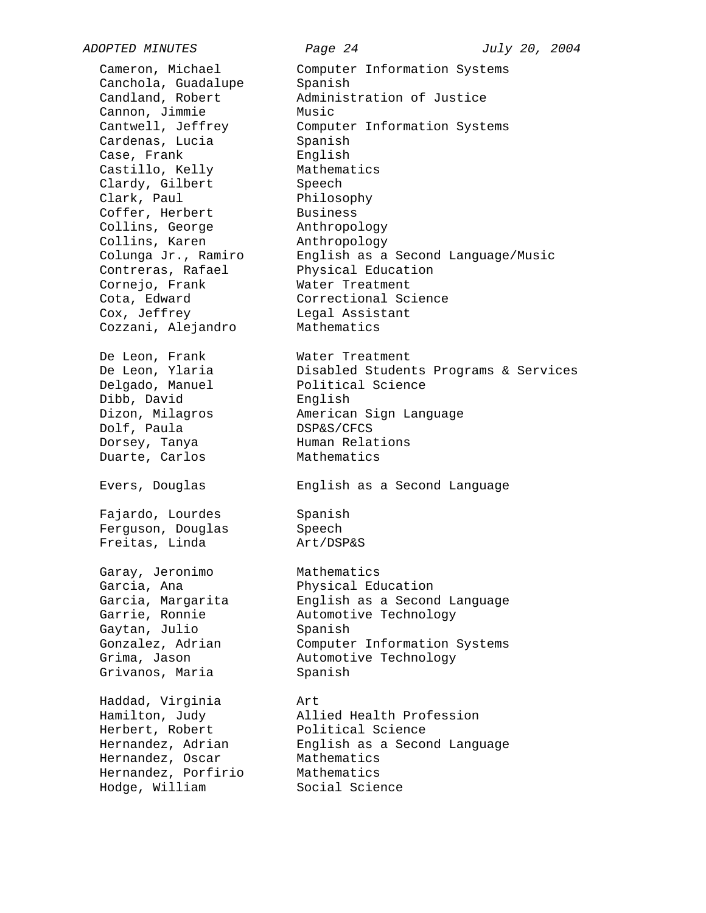| | |
|---|---|
| Cameron, Michael | Computer Information Systems |
| Canchola, Guadalupe | Spanish |
| Candland, Robert | Administration of Justice |
| Cannon, Jimmie | Music |
| Cantwell, Jeffrey | Computer Information Systems |
| Cardenas, Lucia | Spanish |
| Case, Frank | English |
| Castillo, Kelly | Mathematics |
| Clardy, Gilbert | Speech |
| Clark, Paul | Philosophy |
| Coffer, Herbert | Business |
| Collins, George | Anthropology |
| Collins, Karen | Anthropology |
| Colunga Jr., Ramiro | English as a Second Language/Music |
| Contreras, Rafael | Physical Education |
| Cornejo, Frank | Water Treatment |
| Cota, Edward | Correctional Science |
| Cox, Jeffrey | Legal Assistant |
| Cozzani, Alejandro | Mathematics |
| | |
| De Leon, Frank | Water Treatment |
| De Leon, Ylaria | Disabled Students Programs & Services |
| Delgado, Manuel | Political Science |
| Dibb, David | English |
| Dizon, Milagros | American Sign Language |
| Dolf, Paula | DSP&S/CFCS |
| Dorsey, Tanya | Human Relations |
| Duarte, Carlos | Mathematics |
| | |
| Evers, Douglas | English as a Second Language |
| | |
| Fajardo, Lourdes | Spanish |
| Ferguson, Douglas | Speech |
| Freitas, Linda | Art/DSP&S |
| | |
| Garay, Jeronimo | Mathematics |
| Garcia, Ana | Physical Education |
| Garcia, Margarita | English as a Second Language |
| Garrie, Ronnie | Automotive Technology |
| Gaytan, Julio | Spanish |
| Gonzalez, Adrian | Computer Information Systems |
| Grima, Jason | Automotive Technology |
| Grivanos, Maria | Spanish |
| | |
| Haddad, Virginia | Art |
| Hamilton, Judy | Allied Health Profession |
| Herbert, Robert | Political Science |
| Hernandez, Adrian | English as a Second Language |
| Hernandez, Oscar | Mathematics |
| Hernandez, Porfirio | Mathematics |
| Hodge, William | Social Science |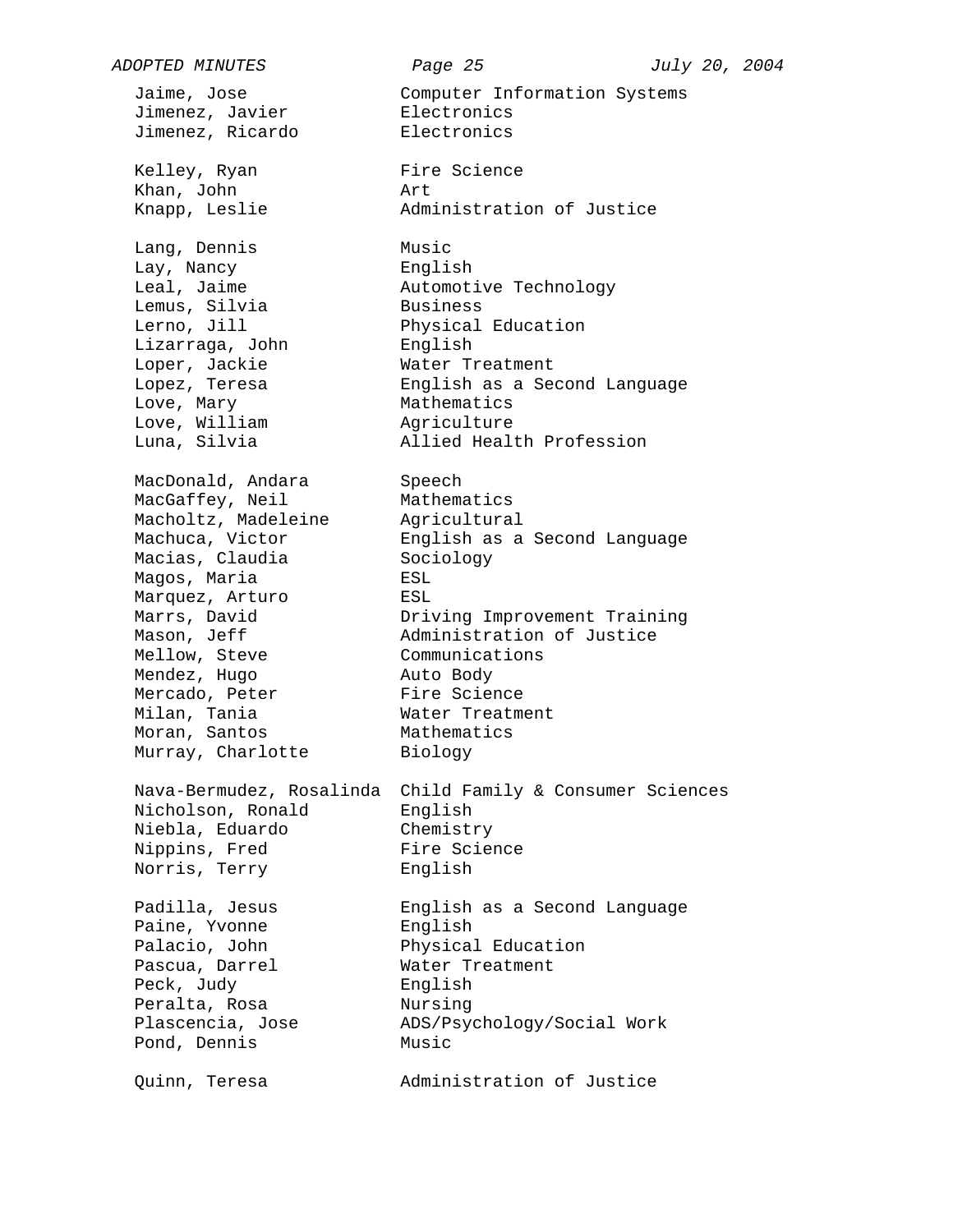| | |
|---|---|
| Jaime, Jose | Computer Information Systems |
| Jimenez, Javier | Electronics |
| Jimenez, Ricardo | Electronics |
| | |
| Kelley, Ryan | Fire Science |
| Khan, John | Art |
| Knapp, Leslie | Administration of Justice |
| | |
| Lang, Dennis | Music |
| Lay, Nancy | English |
| Leal, Jaime | Automotive Technology |
| Lemus, Silvia | Business |
| Lerno, Jill | Physical Education |
| Lizarraga, John | English |
| Loper, Jackie | Water Treatment |
| Lopez, Teresa | English as a Second Language |
| Love, Mary | Mathematics |
| Love, William | Agriculture |
| Luna, Silvia | Allied Health Profession |
| | |
| MacDonald, Andara | Speech |
| MacGaffey, Neil | Mathematics |
| Macholtz, Madeleine | Agricultural |
| Machuca, Victor | English as a Second Language |
| Macias, Claudia | Sociology |
| Magos, Maria | ESL |
| Marquez, Arturo | ESL |
| Marrs, David | Driving Improvement Training |
| Mason, Jeff | Administration of Justice |
| Mellow, Steve | Communications |
| Mendez, Hugo | Auto Body |
| Mercado, Peter | Fire Science |
| Milan, Tania | Water Treatment |
| Moran, Santos | Mathematics |
| Murray, Charlotte | Biology |
| | |
| Nava-Bermudez, Rosalinda | Child Family & Consumer Sciences |
| Nicholson, Ronald | English |
| Niebla, Eduardo | Chemistry |
| Nippins, Fred | Fire Science |
| Norris, Terry | English |
| | |
| Padilla, Jesus | English as a Second Language |
| Paine, Yvonne | English |
| Palacio, John | Physical Education |
| Pascua, Darrel | Water Treatment |
| Peck, Judy | English |
| Peralta, Rosa | Nursing |
| Plascencia, Jose | ADS/Psychology/Social Work |
| Pond, Dennis | Music |
| | |
| Quinn, Teresa | Administration of Justice |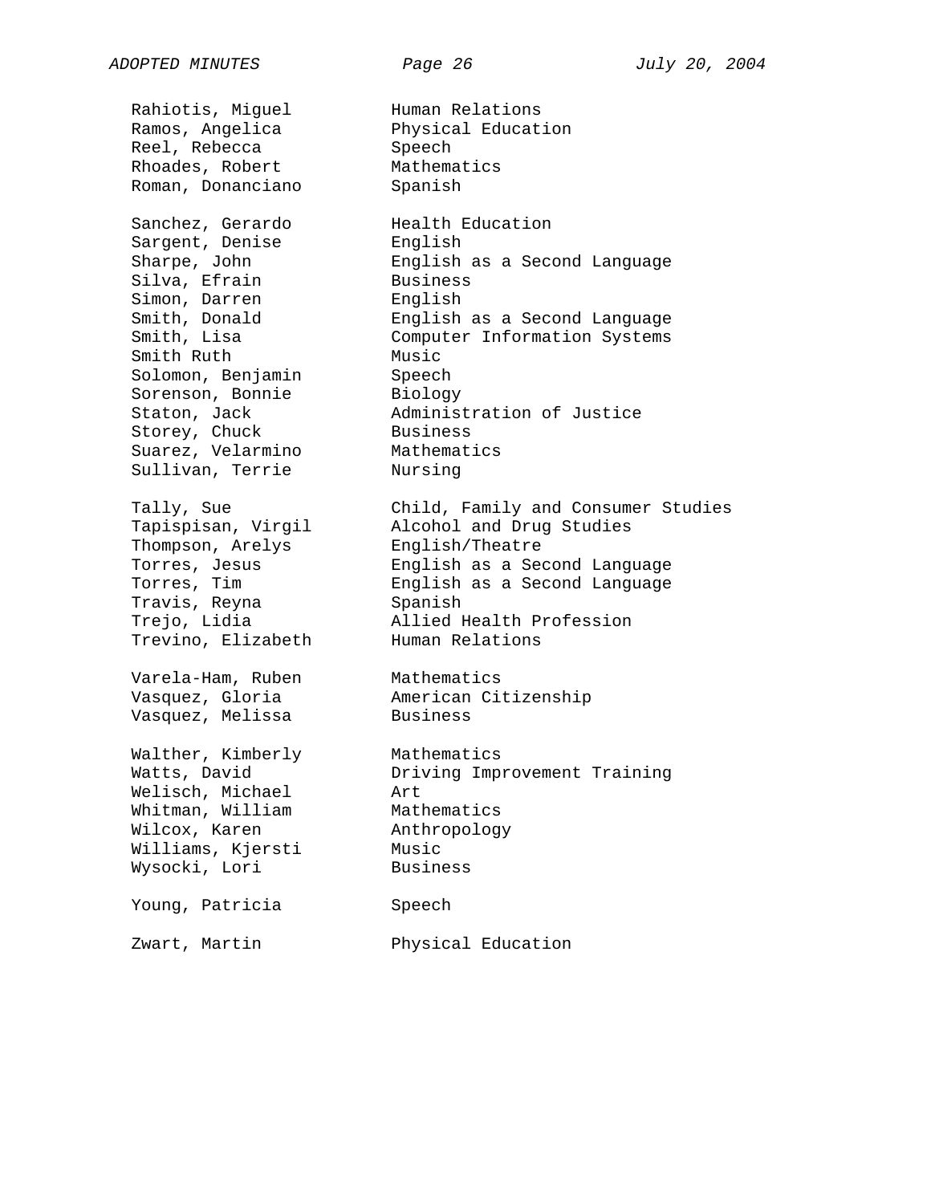| | |
|---|---|
| Rahiotis, Miguel | Human Relations |
| Ramos, Angelica | Physical Education |
| Reel, Rebecca | Speech |
| Rhoades, Robert | Mathematics |
| Roman, Donanciano | Spanish |
| | |
| Sanchez, Gerardo | Health Education |
| Sargent, Denise | English |
| Sharpe, John | English as a Second Language |
| Silva, Efrain | Business |
| Simon, Darren | English |
| Smith, Donald | English as a Second Language |
| Smith, Lisa | Computer Information Systems |
| Smith Ruth | Music |
| Solomon, Benjamin | Speech |
| Sorenson, Bonnie | Biology |
| Staton, Jack | Administration of Justice |
| Storey, Chuck | Business |
| Suarez, Velarmino | Mathematics |
| Sullivan, Terrie | Nursing |
| | |
| Tally, Sue | Child, Family and Consumer Studies |
| Tapispisan, Virgil | Alcohol and Drug Studies |
| Thompson, Arelys | English/Theatre |
| Torres, Jesus | English as a Second Language |
| Torres, Tim | English as a Second Language |
| Travis, Reyna | Spanish |
| Trejo, Lidia | Allied Health Profession |
| Trevino, Elizabeth | Human Relations |
| | |
| Varela-Ham, Ruben | Mathematics |
| Vasquez, Gloria | American Citizenship |
| Vasquez, Melissa | Business |
| | |
| Walther, Kimberly | Mathematics |
| Watts, David | Driving Improvement Training |
| Welisch, Michael | Art |
| Whitman, William | Mathematics |
| Wilcox, Karen | Anthropology |
| Williams, Kjersti | Music |
| Wysocki, Lori | Business |
| | |
| Young, Patricia | Speech |
| | |
| Zwart, Martin | Physical Education |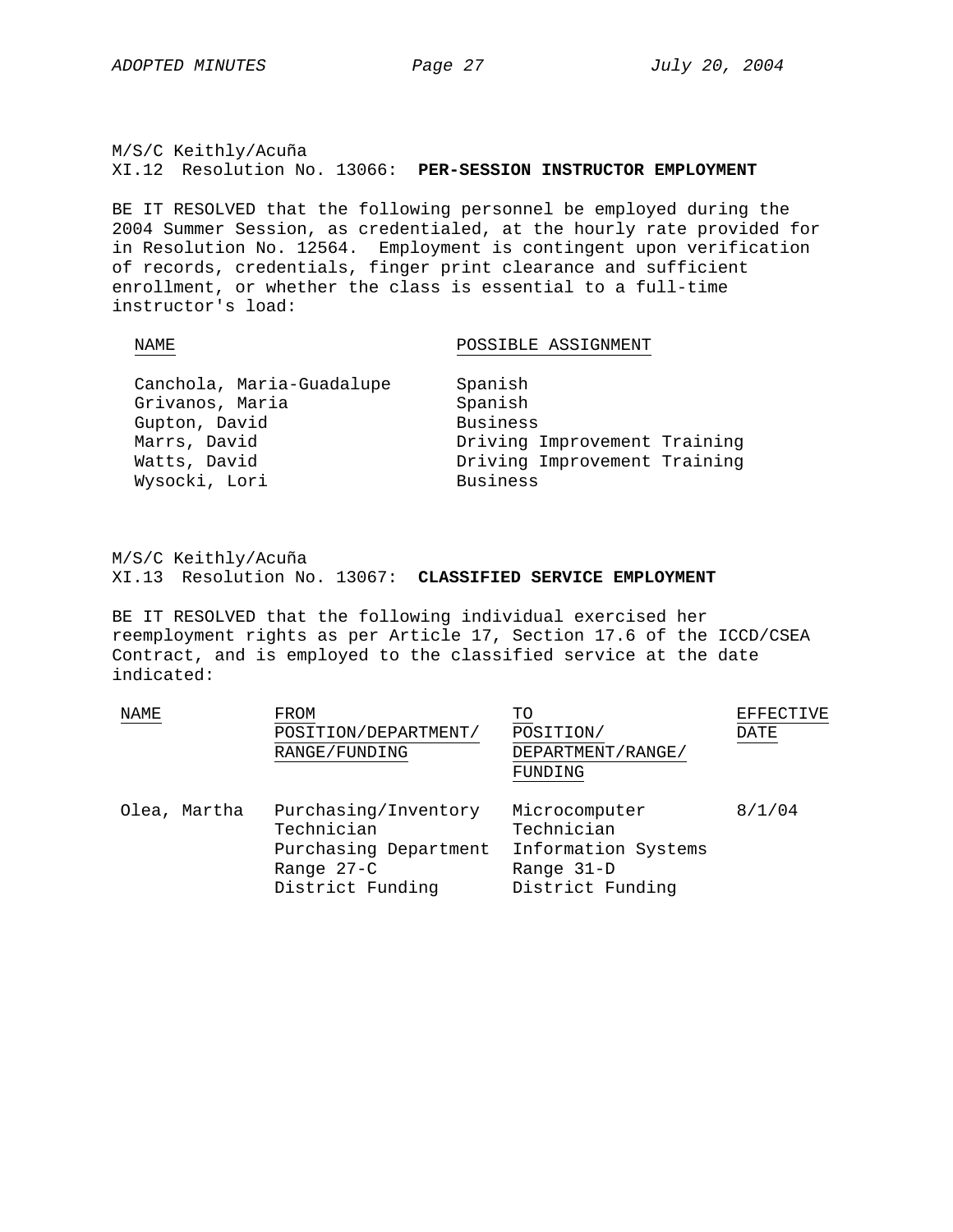M/S/C Keithly/Acuña
XI.12 Resolution No. 13066: **PER-SESSION INSTRUCTOR EMPLOYMENT**

BE IT RESOLVED that the following personnel be employed during the 2004 Summer Session, as credentialed, at the hourly rate provided for in Resolution No. 12564. Employment is contingent upon verification of records, credentials, finger print clearance and sufficient enrollment, or whether the class is essential to a full-time instructor's load:

| NAME | POSSIBLE ASSIGNMENT |
|---|---|
| Canchola, Maria-Guadalupe | Spanish |
| Grivanos, Maria | Spanish |
| Gupton, David | Business |
| Marrs, David | Driving Improvement Training |
| Watts, David | Driving Improvement Training |
| Wysocki, Lori | Business |

M/S/C Keithly/Acuña
XI.13 Resolution No. 13067: **CLASSIFIED SERVICE EMPLOYMENT**

BE IT RESOLVED that the following individual exercised her reemployment rights as per Article 17, Section 17.6 of the ICCD/CSEA Contract, and is employed to the classified service at the date indicated:

| NAME | FROM POSITION/DEPARTMENT/ RANGE/FUNDING | TO POSITION/ DEPARTMENT/RANGE/ FUNDING | EFFECTIVE DATE |
|---|---|---|---|
| Olea, Martha | Purchasing/Inventory Technician<br>Purchasing Department<br>Range 27-C<br>District Funding | Microcomputer Technician<br>Information Systems<br>Range 31-D<br>District Funding | 8/1/04 |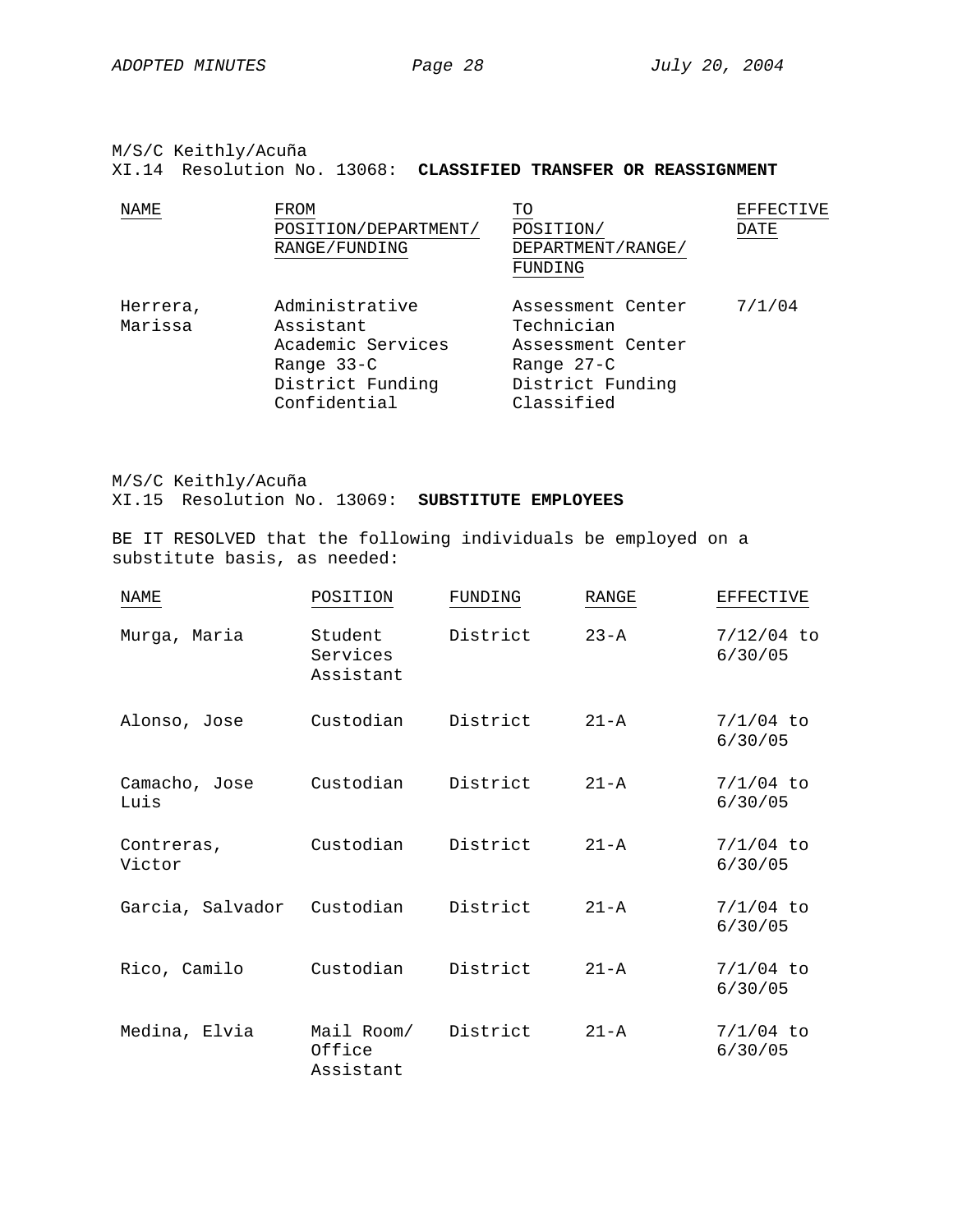M/S/C Keithly/Acuña
XI.14 Resolution No. 13068: **CLASSIFIED TRANSFER OR REASSIGNMENT**

| NAME | FROM POSITION/DEPARTMENT/ RANGE/FUNDING | TO POSITION/ DEPARTMENT/RANGE/ FUNDING | EFFECTIVE DATE |
|---|---|---|---|
| Herrera, Marissa | Administrative Assistant<br>Academic Services<br>Range 33-C<br>District Funding<br>Confidential | Assessment Center Technician<br>Assessment Center<br>Range 27-C<br>District Funding<br>Classified | 7/1/04 |

M/S/C Keithly/Acuña
XI.15 Resolution No. 13069: **SUBSTITUTE EMPLOYEES**

BE IT RESOLVED that the following individuals be employed on a substitute basis, as needed:

| NAME | POSITION | FUNDING | RANGE | EFFECTIVE |
|---|---|---|---|---|
| Murga, Maria | Student Services Assistant | District | 23-A | 7/12/04 to 6/30/05 |
| Alonso, Jose | Custodian | District | 21-A | 7/1/04 to 6/30/05 |
| Camacho, Jose Luis | Custodian | District | 21-A | 7/1/04 to 6/30/05 |
| Contreras, Victor | Custodian | District | 21-A | 7/1/04 to 6/30/05 |
| Garcia, Salvador | Custodian | District | 21-A | 7/1/04 to 6/30/05 |
| Rico, Camilo | Custodian | District | 21-A | 7/1/04 to 6/30/05 |
| Medina, Elvia | Mail Room/ Office Assistant | District | 21-A | 7/1/04 to 6/30/05 |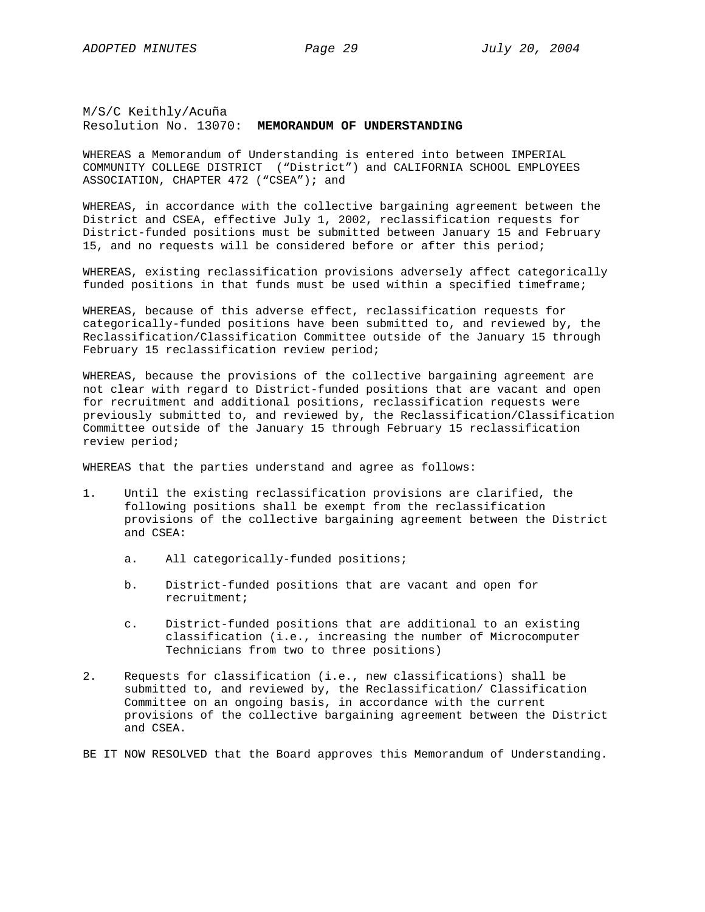M/S/C Keithly/Acuña
Resolution No. 13070: **MEMORANDUM OF UNDERSTANDING**

WHEREAS a Memorandum of Understanding is entered into between IMPERIAL COMMUNITY COLLEGE DISTRICT ("District") and CALIFORNIA SCHOOL EMPLOYEES ASSOCIATION, CHAPTER 472 ("CSEA"); and

WHEREAS, in accordance with the collective bargaining agreement between the District and CSEA, effective July 1, 2002, reclassification requests for District-funded positions must be submitted between January 15 and February 15, and no requests will be considered before or after this period;

WHEREAS, existing reclassification provisions adversely affect categorically funded positions in that funds must be used within a specified timeframe;

WHEREAS, because of this adverse effect, reclassification requests for categorically-funded positions have been submitted to, and reviewed by, the Reclassification/Classification Committee outside of the January 15 through February 15 reclassification review period;

WHEREAS, because the provisions of the collective bargaining agreement are not clear with regard to District-funded positions that are vacant and open for recruitment and additional positions, reclassification requests were previously submitted to, and reviewed by, the Reclassification/Classification Committee outside of the January 15 through February 15 reclassification review period;

WHEREAS that the parties understand and agree as follows:

1. Until the existing reclassification provisions are clarified, the following positions shall be exempt from the reclassification provisions of the collective bargaining agreement between the District and CSEA:

    a. All categorically-funded positions;

    b. District-funded positions that are vacant and open for recruitment;

    c. District-funded positions that are additional to an existing classification (i.e., increasing the number of Microcomputer Technicians from two to three positions)

2. Requests for classification (i.e., new classifications) shall be submitted to, and reviewed by, the Reclassification/ Classification Committee on an ongoing basis, in accordance with the current provisions of the collective bargaining agreement between the District and CSEA.

BE IT NOW RESOLVED that the Board approves this Memorandum of Understanding.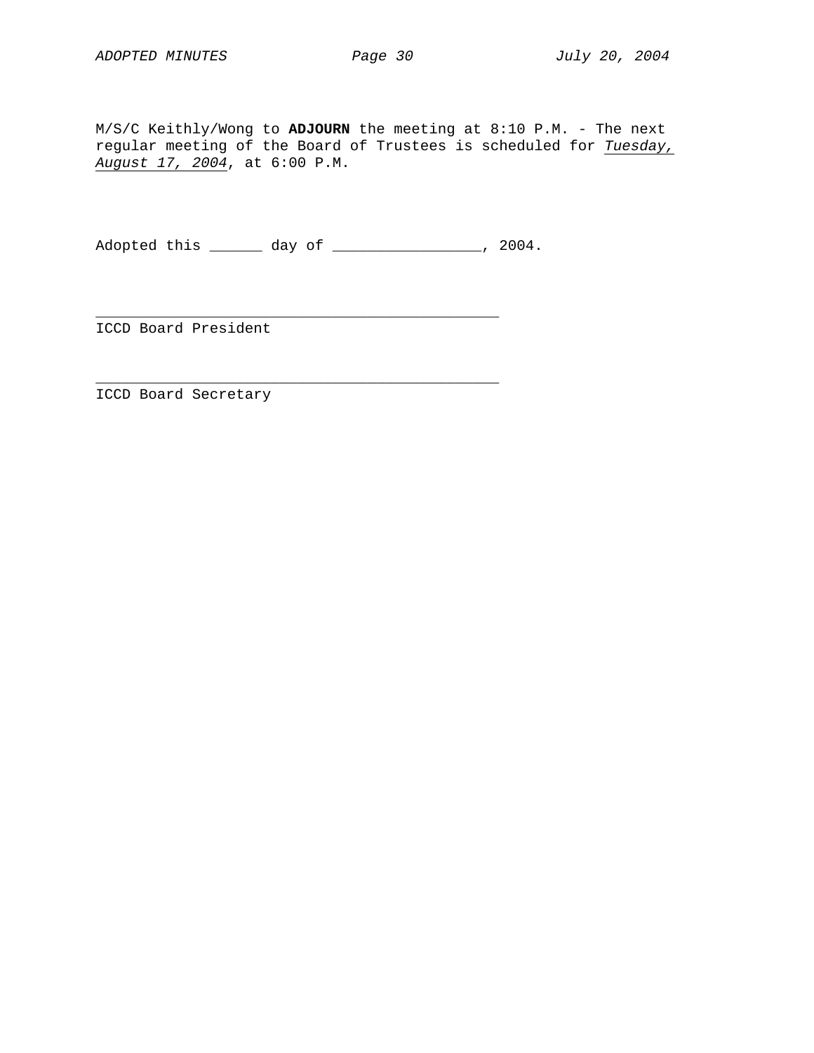M/S/C Keithly/Wong to **ADJOURN** the meeting at 8:10 P.M. - The next regular meeting of the Board of Trustees is scheduled for *Tuesday, August 17, 2004*, at 6:00 P.M.

Adopted this ______ day of _________________, 2004.

_______________________________________________
ICCD Board President

_______________________________________________
ICCD Board Secretary